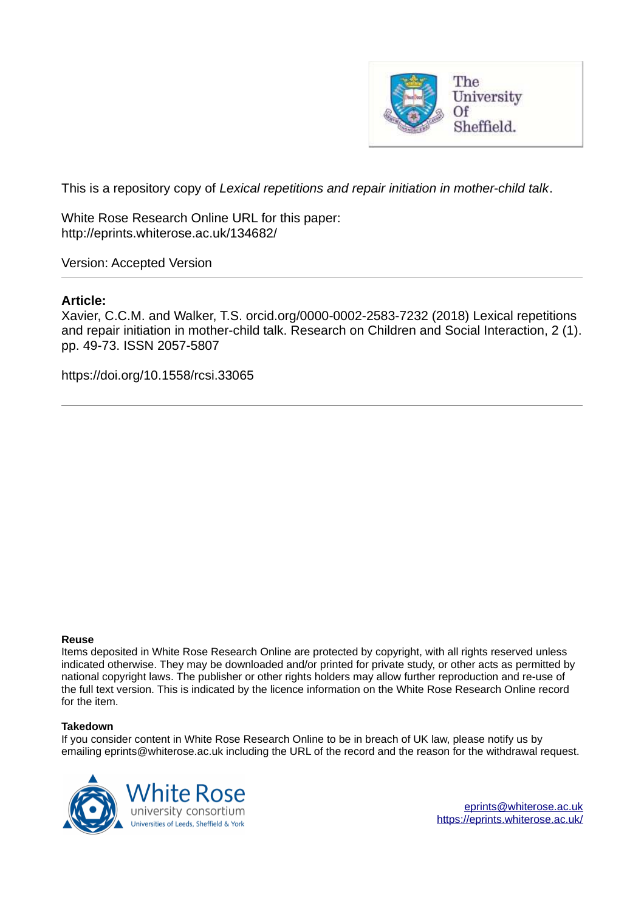This is a repository copy of *Lexical repetitions and repair initiation in mother-child talk*.

White Rose Research Online URL for this paper:
http://eprints.whiterose.ac.uk/134682/

Version: Accepted Version

**Article:**

Xavier, C.C.M. and Walker, T.S. orcid.org/0000-0002-2583-7232 (2018) Lexical repetitions and repair initiation in mother-child talk. Research on Children and Social Interaction, 2 (1). pp. 49-73. ISSN 2057-5807

https://doi.org/10.1558/rcsi.33065

**Reuse**

Items deposited in White Rose Research Online are protected by copyright, with all rights reserved unless indicated otherwise. They may be downloaded and/or printed for private study, or other acts as permitted by national copyright laws. The publisher or other rights holders may allow further reproduction and re-use of the full text version. This is indicated by the licence information on the White Rose Research Online record for the item.

**Takedown**

If you consider content in White Rose Research Online to be in breach of UK law, please notify us by emailing eprints@whiterose.ac.uk including the URL of the record and the reason for the withdrawal request.

eprints@whiterose.ac.uk
https://eprints.whiterose.ac.uk/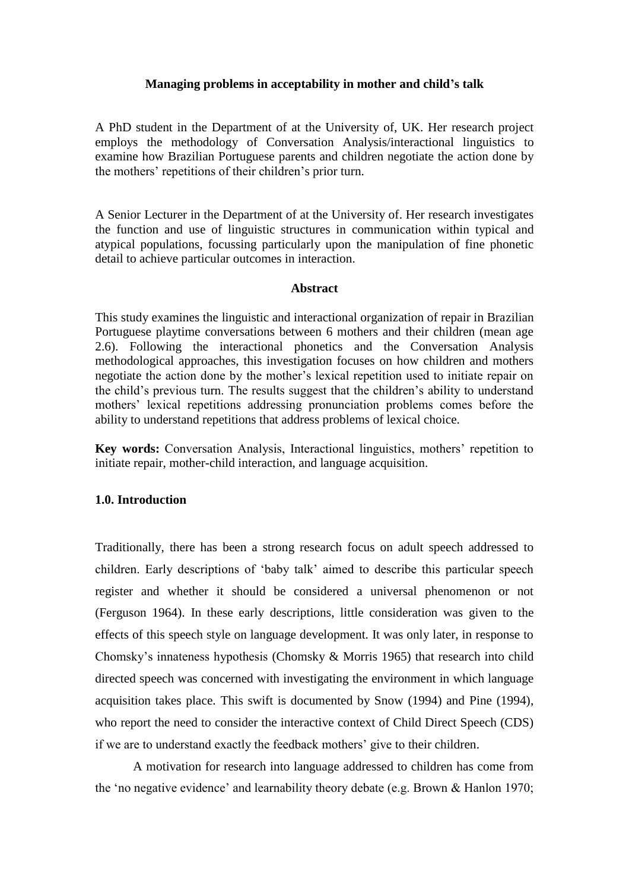**Managing problems in acceptability in mother and child's talk**

A PhD student in the Department of at the University of, UK. Her research project employs the methodology of Conversation Analysis/interactional linguistics to examine how Brazilian Portuguese parents and children negotiate the action done by the mothers' repetitions of their children's prior turn.

A Senior Lecturer in the Department of at the University of. Her research investigates the function and use of linguistic structures in communication within typical and atypical populations, focussing particularly upon the manipulation of fine phonetic detail to achieve particular outcomes in interaction.

**Abstract**

This study examines the linguistic and interactional organization of repair in Brazilian Portuguese playtime conversations between 6 mothers and their children (mean age 2.6). Following the interactional phonetics and the Conversation Analysis methodological approaches, this investigation focuses on how children and mothers negotiate the action done by the mother's lexical repetition used to initiate repair on the child's previous turn. The results suggest that the children's ability to understand mothers' lexical repetitions addressing pronunciation problems comes before the ability to understand repetitions that address problems of lexical choice.

**Key words:** Conversation Analysis, Interactional linguistics, mothers' repetition to initiate repair, mother-child interaction, and language acquisition.

## 1.0. Introduction

Traditionally, there has been a strong research focus on adult speech addressed to children. Early descriptions of 'baby talk' aimed to describe this particular speech register and whether it should be considered a universal phenomenon or not (Ferguson 1964). In these early descriptions, little consideration was given to the effects of this speech style on language development. It was only later, in response to Chomsky's innateness hypothesis (Chomsky & Morris 1965) that research into child directed speech was concerned with investigating the environment in which language acquisition takes place. This swift is documented by Snow (1994) and Pine (1994), who report the need to consider the interactive context of Child Direct Speech (CDS) if we are to understand exactly the feedback mothers' give to their children.

A motivation for research into language addressed to children has come from the 'no negative evidence' and learnability theory debate (e.g. Brown & Hanlon 1970;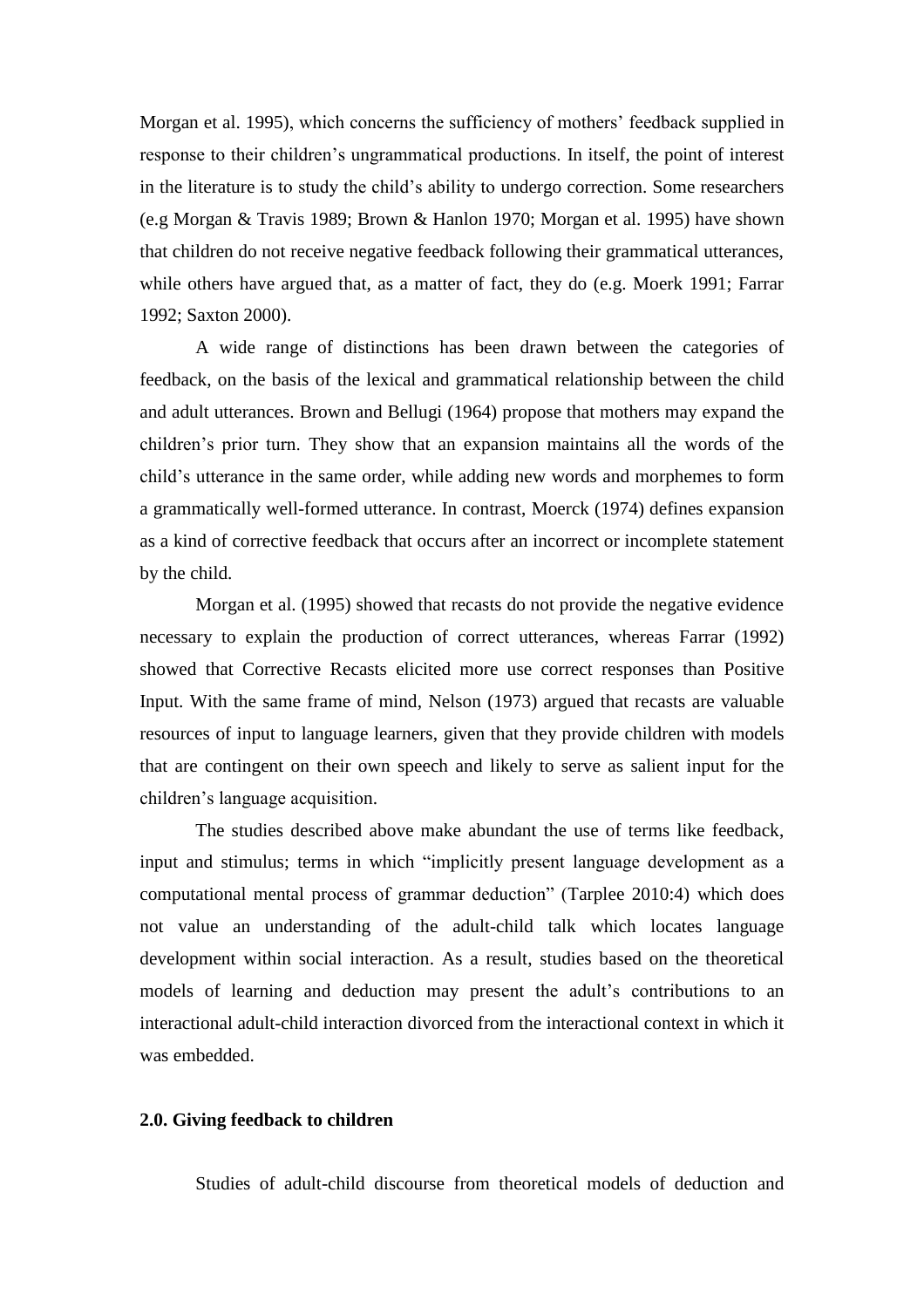Morgan et al. 1995), which concerns the sufficiency of mothers' feedback supplied in response to their children's ungrammatical productions. In itself, the point of interest in the literature is to study the child's ability to undergo correction. Some researchers (e.g Morgan & Travis 1989; Brown & Hanlon 1970; Morgan et al. 1995) have shown that children do not receive negative feedback following their grammatical utterances, while others have argued that, as a matter of fact, they do (e.g. Moerk 1991; Farrar 1992; Saxton 2000).

A wide range of distinctions has been drawn between the categories of feedback, on the basis of the lexical and grammatical relationship between the child and adult utterances. Brown and Bellugi (1964) propose that mothers may expand the children's prior turn. They show that an expansion maintains all the words of the child's utterance in the same order, while adding new words and morphemes to form a grammatically well-formed utterance. In contrast, Moerck (1974) defines expansion as a kind of corrective feedback that occurs after an incorrect or incomplete statement by the child.

Morgan et al. (1995) showed that recasts do not provide the negative evidence necessary to explain the production of correct utterances, whereas Farrar (1992) showed that Corrective Recasts elicited more use correct responses than Positive Input. With the same frame of mind, Nelson (1973) argued that recasts are valuable resources of input to language learners, given that they provide children with models that are contingent on their own speech and likely to serve as salient input for the children's language acquisition.

The studies described above make abundant the use of terms like feedback, input and stimulus; terms in which "implicitly present language development as a computational mental process of grammar deduction" (Tarplee 2010:4) which does not value an understanding of the adult-child talk which locates language development within social interaction. As a result, studies based on the theoretical models of learning and deduction may present the adult's contributions to an interactional adult-child interaction divorced from the interactional context in which it was embedded.

## 2.0. Giving feedback to children

Studies of adult-child discourse from theoretical models of deduction and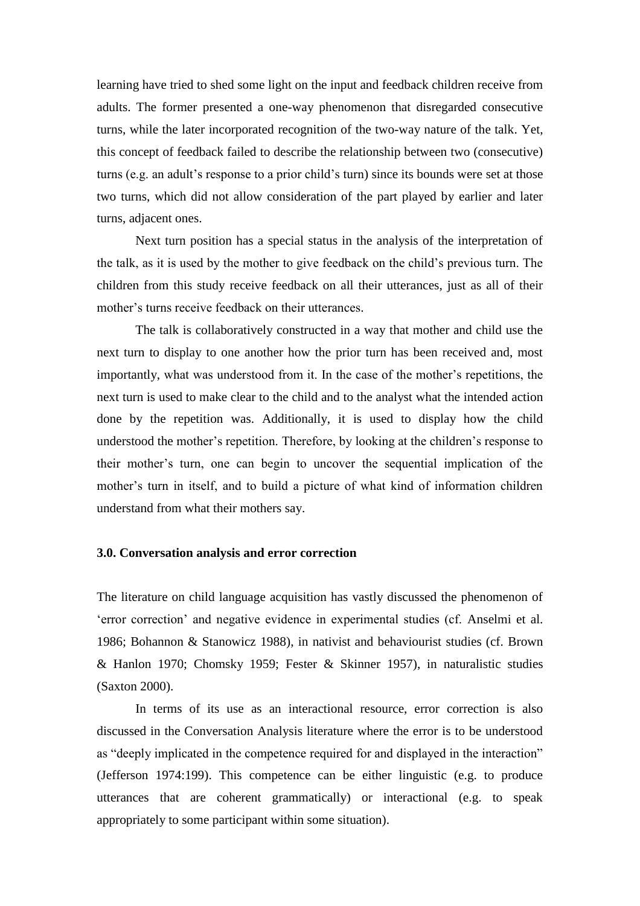learning have tried to shed some light on the input and feedback children receive from adults. The former presented a one-way phenomenon that disregarded consecutive turns, while the later incorporated recognition of the two-way nature of the talk. Yet, this concept of feedback failed to describe the relationship between two (consecutive) turns (e.g. an adult's response to a prior child's turn) since its bounds were set at those two turns, which did not allow consideration of the part played by earlier and later turns, adjacent ones.

Next turn position has a special status in the analysis of the interpretation of the talk, as it is used by the mother to give feedback on the child's previous turn. The children from this study receive feedback on all their utterances, just as all of their mother's turns receive feedback on their utterances.

The talk is collaboratively constructed in a way that mother and child use the next turn to display to one another how the prior turn has been received and, most importantly, what was understood from it. In the case of the mother's repetitions, the next turn is used to make clear to the child and to the analyst what the intended action done by the repetition was. Additionally, it is used to display how the child understood the mother's repetition. Therefore, by looking at the children's response to their mother's turn, one can begin to uncover the sequential implication of the mother's turn in itself, and to build a picture of what kind of information children understand from what their mothers say.

### 3.0. Conversation analysis and error correction

The literature on child language acquisition has vastly discussed the phenomenon of 'error correction' and negative evidence in experimental studies (cf. Anselmi et al. 1986; Bohannon & Stanowicz 1988), in nativist and behaviourist studies (cf. Brown & Hanlon 1970; Chomsky 1959; Fester & Skinner 1957), in naturalistic studies (Saxton 2000).

In terms of its use as an interactional resource, error correction is also discussed in the Conversation Analysis literature where the error is to be understood as "deeply implicated in the competence required for and displayed in the interaction" (Jefferson 1974:199). This competence can be either linguistic (e.g. to produce utterances that are coherent grammatically) or interactional (e.g. to speak appropriately to some participant within some situation).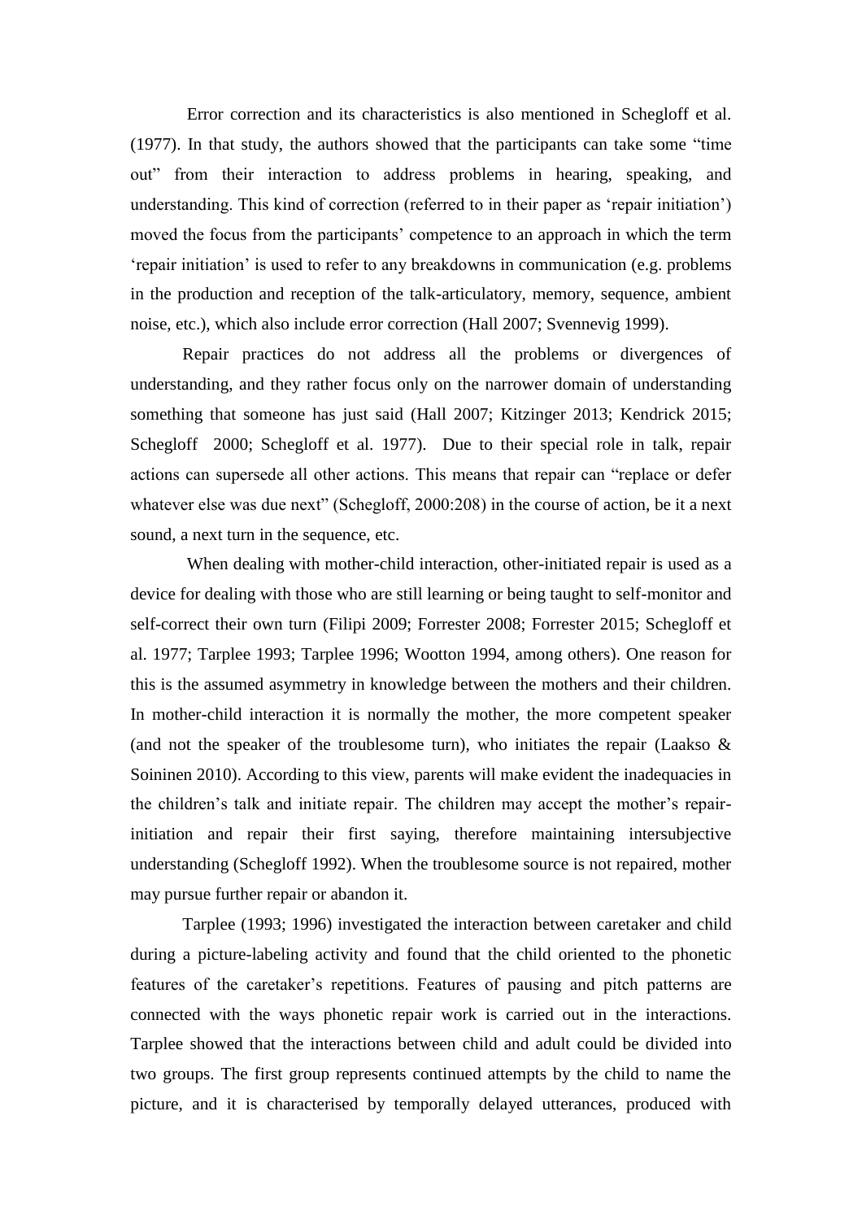Error correction and its characteristics is also mentioned in Schegloff et al. (1977). In that study, the authors showed that the participants can take some "time out" from their interaction to address problems in hearing, speaking, and understanding. This kind of correction (referred to in their paper as 'repair initiation') moved the focus from the participants' competence to an approach in which the term 'repair initiation' is used to refer to any breakdowns in communication (e.g. problems in the production and reception of the talk-articulatory, memory, sequence, ambient noise, etc.), which also include error correction (Hall 2007; Svennevig 1999).

Repair practices do not address all the problems or divergences of understanding, and they rather focus only on the narrower domain of understanding something that someone has just said (Hall 2007; Kitzinger 2013; Kendrick 2015; Schegloff 2000; Schegloff et al. 1977). Due to their special role in talk, repair actions can supersede all other actions. This means that repair can "replace or defer whatever else was due next" (Schegloff, 2000:208) in the course of action, be it a next sound, a next turn in the sequence, etc.

When dealing with mother-child interaction, other-initiated repair is used as a device for dealing with those who are still learning or being taught to self-monitor and self-correct their own turn (Filipi 2009; Forrester 2008; Forrester 2015; Schegloff et al. 1977; Tarplee 1993; Tarplee 1996; Wootton 1994, among others). One reason for this is the assumed asymmetry in knowledge between the mothers and their children. In mother-child interaction it is normally the mother, the more competent speaker (and not the speaker of the troublesome turn), who initiates the repair (Laakso & Soininen 2010). According to this view, parents will make evident the inadequacies in the children's talk and initiate repair. The children may accept the mother's repair-initiation and repair their first saying, therefore maintaining intersubjective understanding (Schegloff 1992). When the troublesome source is not repaired, mother may pursue further repair or abandon it.

Tarplee (1993; 1996) investigated the interaction between caretaker and child during a picture-labeling activity and found that the child oriented to the phonetic features of the caretaker's repetitions. Features of pausing and pitch patterns are connected with the ways phonetic repair work is carried out in the interactions. Tarplee showed that the interactions between child and adult could be divided into two groups. The first group represents continued attempts by the child to name the picture, and it is characterised by temporally delayed utterances, produced with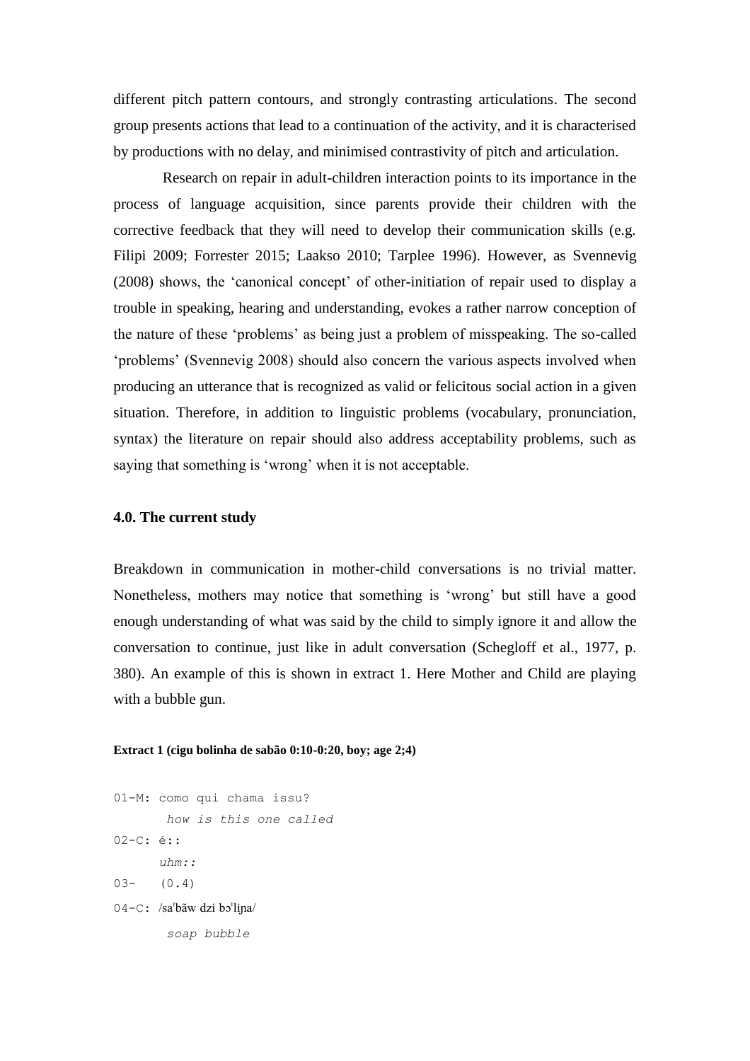different pitch pattern contours, and strongly contrasting articulations. The second group presents actions that lead to a continuation of the activity, and it is characterised by productions with no delay, and minimised contrastivity of pitch and articulation.

Research on repair in adult-children interaction points to its importance in the process of language acquisition, since parents provide their children with the corrective feedback that they will need to develop their communication skills (e.g. Filipi 2009; Forrester 2015; Laakso 2010; Tarplee 1996). However, as Svennevig (2008) shows, the 'canonical concept' of other-initiation of repair used to display a trouble in speaking, hearing and understanding, evokes a rather narrow conception of the nature of these 'problems' as being just a problem of misspeaking. The so-called 'problems' (Svennevig 2008) should also concern the various aspects involved when producing an utterance that is recognized as valid or felicitous social action in a given situation. Therefore, in addition to linguistic problems (vocabulary, pronunciation, syntax) the literature on repair should also address acceptability problems, such as saying that something is 'wrong' when it is not acceptable.

## 4.0. The current study

Breakdown in communication in mother-child conversations is no trivial matter. Nonetheless, mothers may notice that something is 'wrong' but still have a good enough understanding of what was said by the child to simply ignore it and allow the conversation to continue, just like in adult conversation (Schegloff et al., 1977, p. 380). An example of this is shown in extract 1. Here Mother and Child are playing with a bubble gun.

**Extract 1 (cigu bolinha de sabão 0:10-0:20, boy; age 2;4)**

```
01-M: como qui chama issu?
       how is this one called
02-C: é::
      uhm::
03-   (0.4)
04-C: /saˈbãw dzi bɔˈliɲa/
       soap bubble
```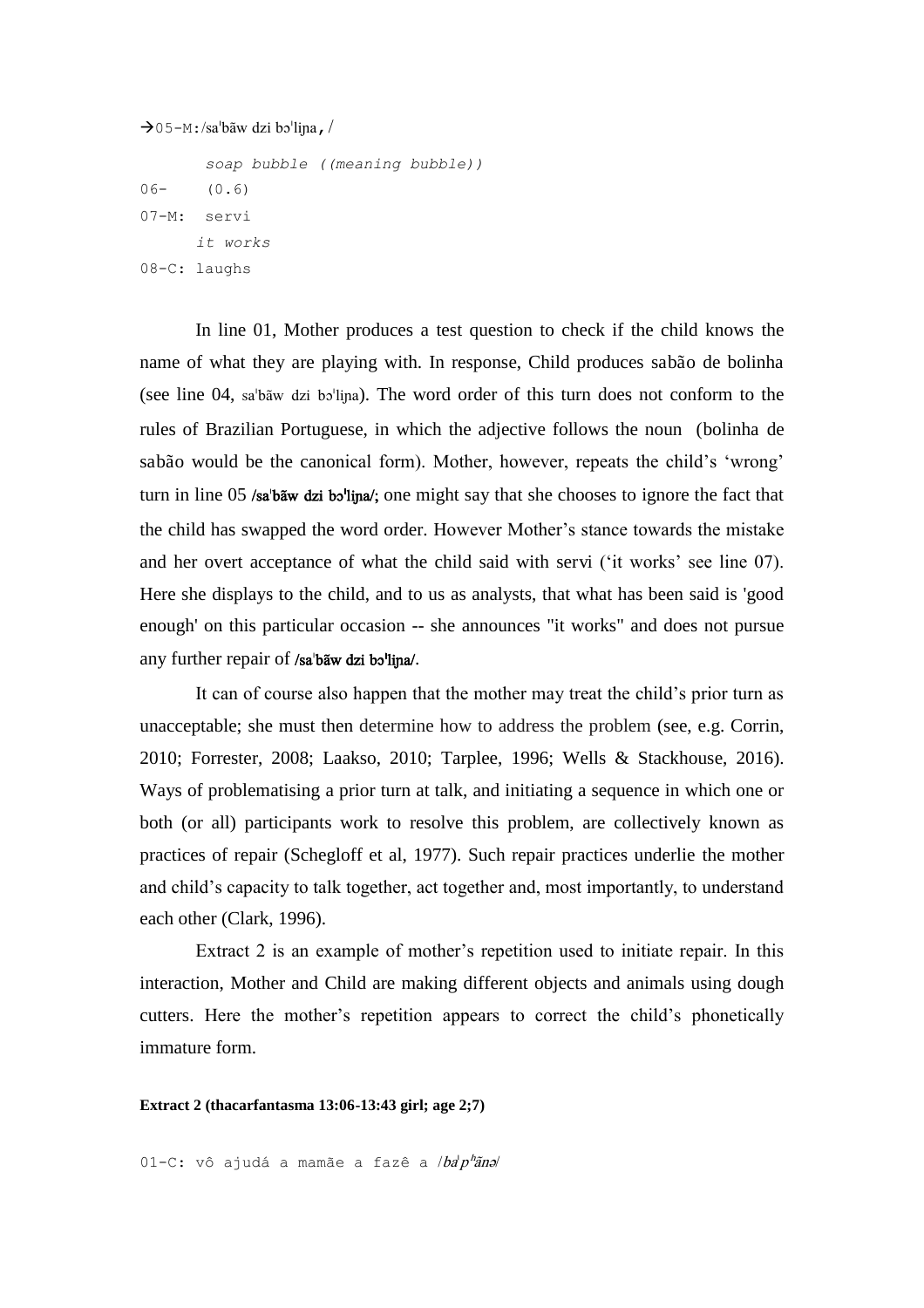```
→05-M:/saˈbãw dzi bɔˈliɲa,/
       soap bubble ((meaning bubble))
06-    (0.6)
07-M:  servi
       it works
08-C: laughs
```

In line 01, Mother produces a test question to check if the child knows the name of what they are playing with. In response, Child produces sabão de bolinha (see line 04, saˈbãw dzi bɔˈliɲa). The word order of this turn does not conform to the rules of Brazilian Portuguese, in which the adjective follows the noun (bolinha de sabão would be the canonical form). Mother, however, repeats the child's 'wrong' turn in line 05 /saˈbãw dzi bɔˈliɲa/; one might say that she chooses to ignore the fact that the child has swapped the word order. However Mother's stance towards the mistake and her overt acceptance of what the child said with servi ('it works' see line 07). Here she displays to the child, and to us as analysts, that what has been said is 'good enough' on this particular occasion -- she announces "it works" and does not pursue any further repair of /saˈbãw dzi bɔˈliɲa/.

It can of course also happen that the mother may treat the child's prior turn as unacceptable; she must then determine how to address the problem (see, e.g. Corrin, 2010; Forrester, 2008; Laakso, 2010; Tarplee, 1996; Wells & Stackhouse, 2016). Ways of problematising a prior turn at talk, and initiating a sequence in which one or both (or all) participants work to resolve this problem, are collectively known as practices of repair (Schegloff et al, 1977). Such repair practices underlie the mother and child's capacity to talk together, act together and, most importantly, to understand each other (Clark, 1996).

Extract 2 is an example of mother's repetition used to initiate repair. In this interaction, Mother and Child are making different objects and animals using dough cutters. Here the mother's repetition appears to correct the child's phonetically immature form.

**Extract 2 (thacarfantasma 13:06-13:43 girl; age 2;7)**

```
01-C: vô ajudá a mamãe a fazê a /baˈpʰãnə/
```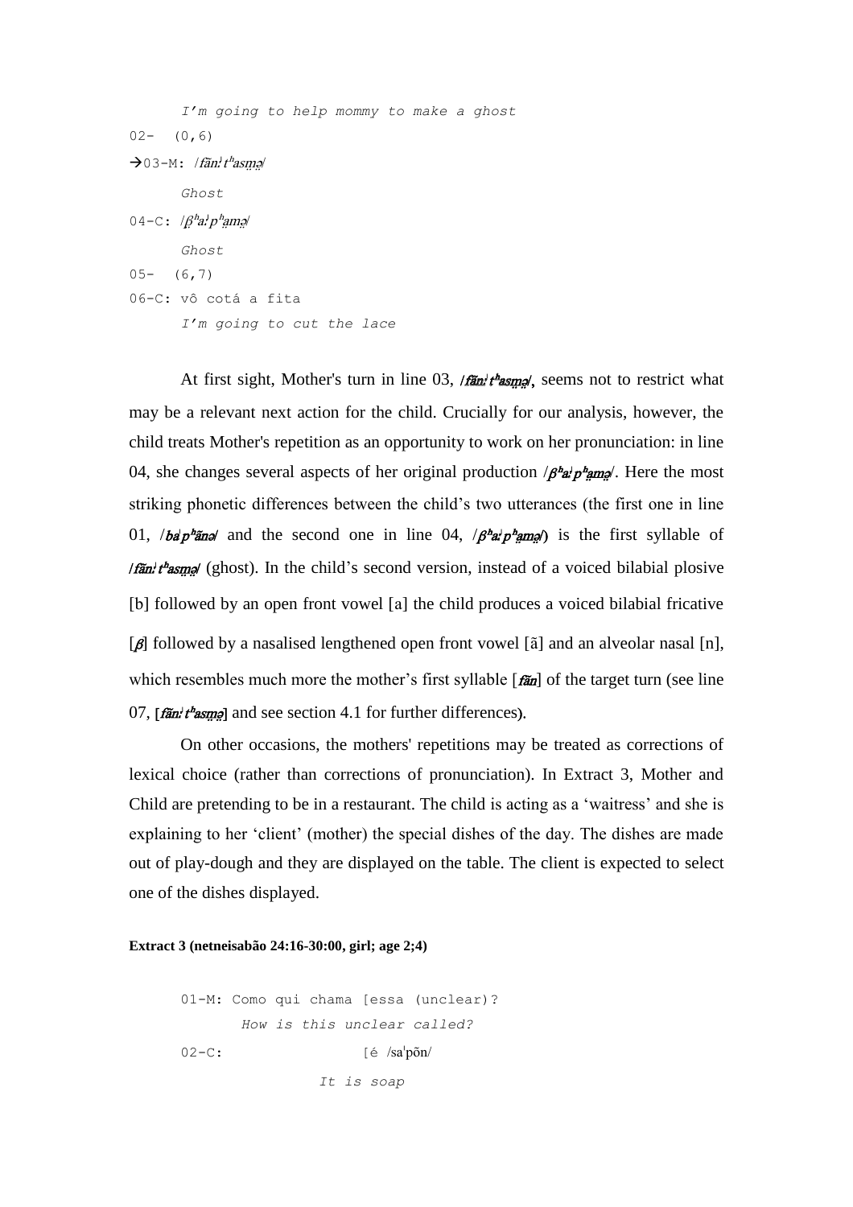```
      I'm going to help mommy to make a ghost
02-   (0,6)
→03-M: /fãn:ˈtʰasm̤ə̤/
      Ghost
04-C: /β̤ʰa:ˈpʰa̤mə̤/
      Ghost
05-   (6,7)
06-C: vô cotá a fita
      I'm going to cut the lace
```

At first sight, Mother's turn in line 03, /*fãn:ˈtʰasm̤ə̤*/, seems not to restrict what may be a relevant next action for the child. Crucially for our analysis, however, the child treats Mother's repetition as an opportunity to work on her pronunciation: in line 04, she changes several aspects of her original production /*β̤ʰa:ˈpʰa̤mə̤*/. Here the most striking phonetic differences between the child's two utterances (the first one in line 01, /*baˈpʰãnə*/ and the second one in line 04, /*β̤ʰa:ˈpʰa̤mə̤*/) is the first syllable of /*fãn:ˈtʰasm̤ə̤*/ (ghost). In the child's second version, instead of a voiced bilabial plosive [b] followed by an open front vowel [a] the child produces a voiced bilabial fricative [*β*] followed by a nasalised lengthened open front vowel [ã] and an alveolar nasal [n], which resembles much more the mother's first syllable [*fãn*] of the target turn (see line 07, [*fãn:ˈtʰasm̤ə̤*] and see section 4.1 for further differences).

On other occasions, the mothers' repetitions may be treated as corrections of lexical choice (rather than corrections of pronunciation). In Extract 3, Mother and Child are pretending to be in a restaurant. The child is acting as a 'waitress' and she is explaining to her 'client' (mother) the special dishes of the day. The dishes are made out of play-dough and they are displayed on the table. The client is expected to select one of the dishes displayed.

**Extract 3 (netneisabão 24:16-30:00, girl; age 2;4)**

```
01-M: Como qui chama [essa (unclear)?
      How is this unclear called?
02-C:              [é /saˈpõn/
                   It is soap
```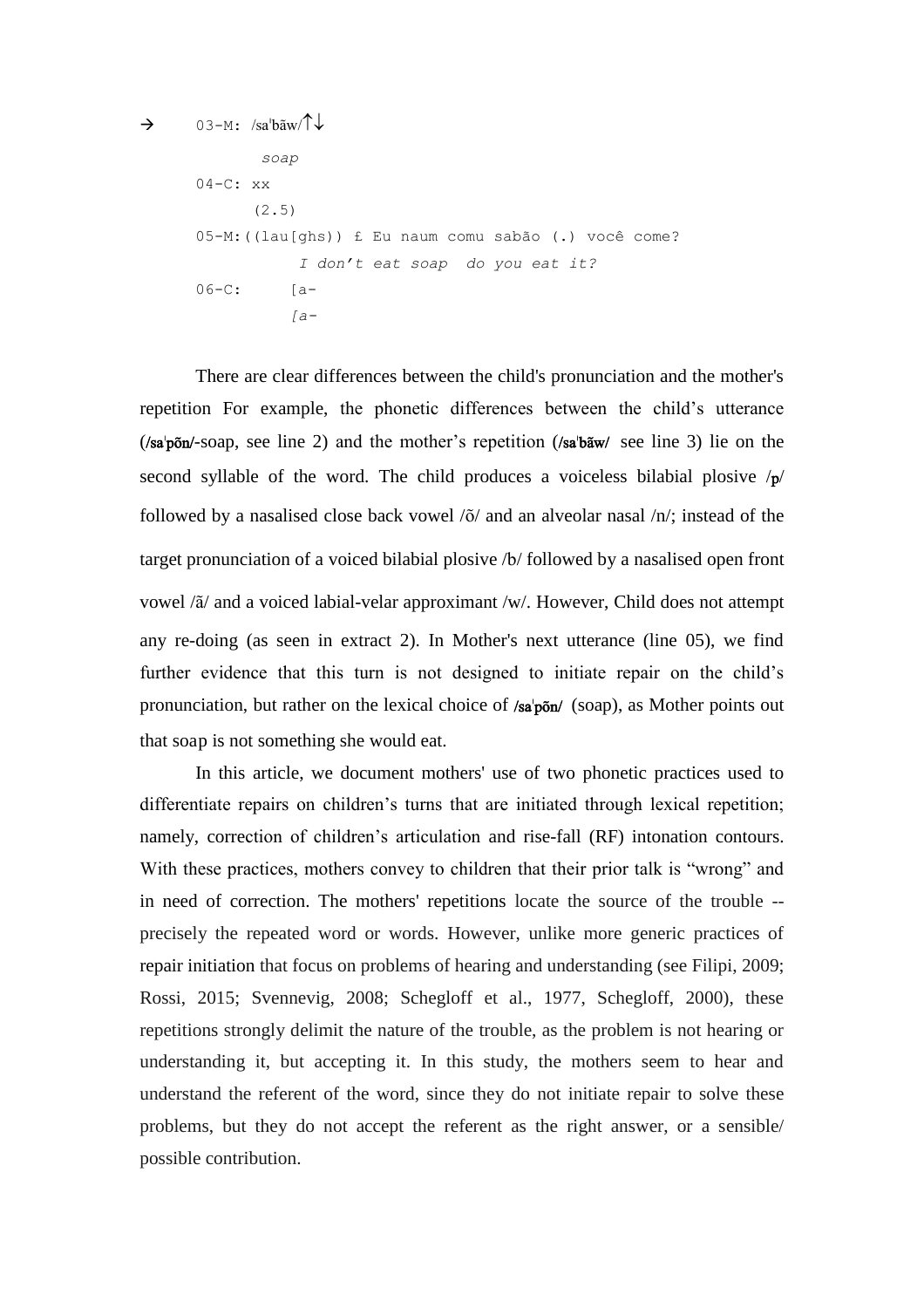```
→       03-M: /saˈbãw/↑↓
                soap
        04-C: xx
              (2.5)
        05-M:((lau[ghs)) £ Eu naum comu sabão (.) você come?
                  I don't eat soap  do you eat it?
        06-C:      [a-
                   [a-
```

There are clear differences between the child's pronunciation and the mother's repetition For example, the phonetic differences between the child's utterance (/saˈpõn/-soap, see line 2) and the mother's repetition (/saˈbãw/ see line 3) lie on the second syllable of the word. The child produces a voiceless bilabial plosive /p/ followed by a nasalised close back vowel /õ/ and an alveolar nasal /n/; instead of the target pronunciation of a voiced bilabial plosive /b/ followed by a nasalised open front vowel /ã/ and a voiced labial-velar approximant /w/. However, Child does not attempt any re-doing (as seen in extract 2). In Mother's next utterance (line 05), we find further evidence that this turn is not designed to initiate repair on the child's pronunciation, but rather on the lexical choice of /saˈpõn/ (soap), as Mother points out that soap is not something she would eat.

In this article, we document mothers' use of two phonetic practices used to differentiate repairs on children's turns that are initiated through lexical repetition; namely, correction of children's articulation and rise-fall (RF) intonation contours. With these practices, mothers convey to children that their prior talk is "wrong" and in need of correction. The mothers' repetitions locate the source of the trouble -- precisely the repeated word or words. However, unlike more generic practices of repair initiation that focus on problems of hearing and understanding (see Filipi, 2009; Rossi, 2015; Svennevig, 2008; Schegloff et al., 1977, Schegloff, 2000), these repetitions strongly delimit the nature of the trouble, as the problem is not hearing or understanding it, but accepting it. In this study, the mothers seem to hear and understand the referent of the word, since they do not initiate repair to solve these problems, but they do not accept the referent as the right answer, or a sensible/ possible contribution.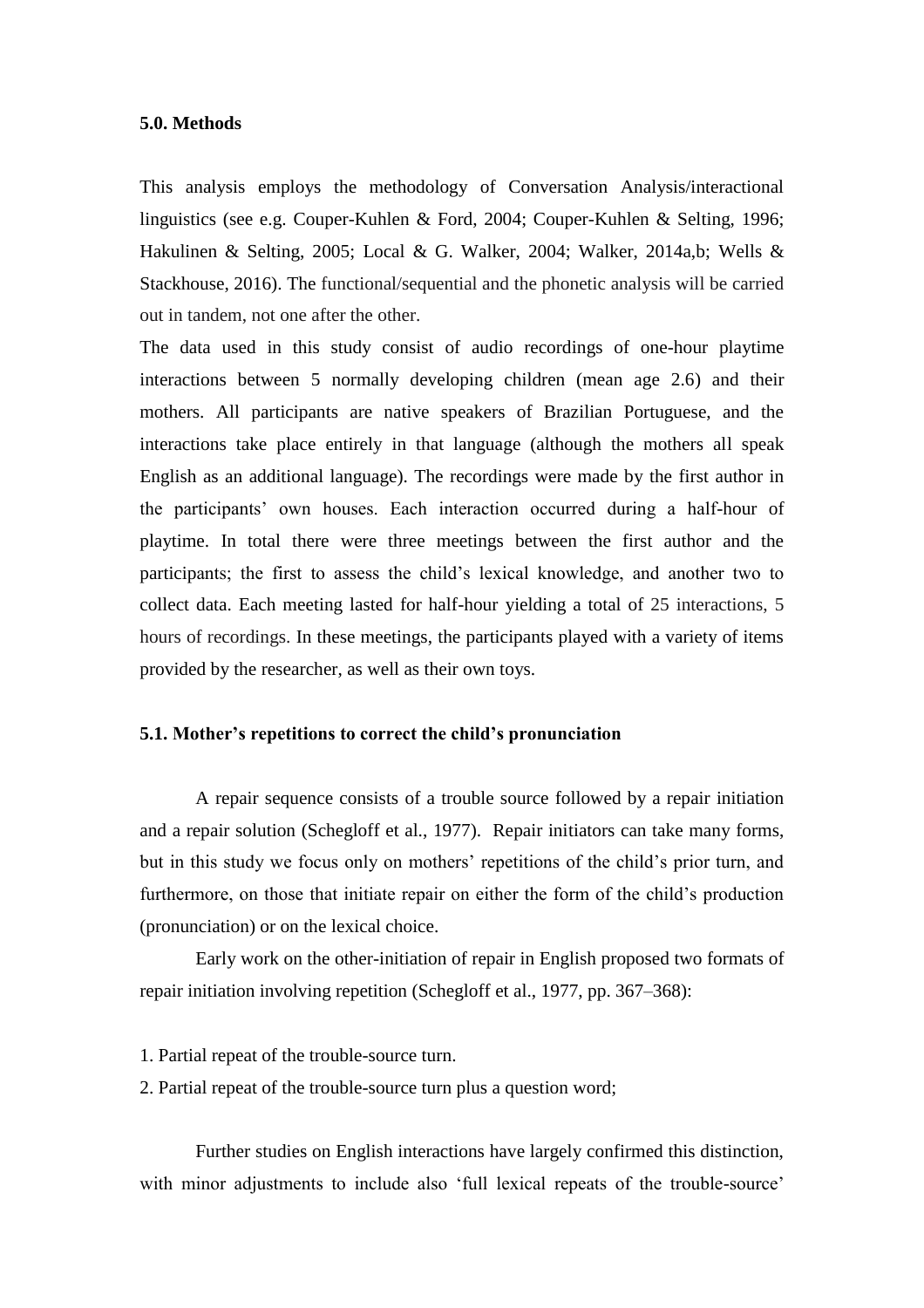### 5.0. Methods

This analysis employs the methodology of Conversation Analysis/interactional linguistics (see e.g. Couper-Kuhlen & Ford, 2004; Couper-Kuhlen & Selting, 1996; Hakulinen & Selting, 2005; Local & G. Walker, 2004; Walker, 2014a,b; Wells & Stackhouse, 2016). The functional/sequential and the phonetic analysis will be carried out in tandem, not one after the other.

The data used in this study consist of audio recordings of one-hour playtime interactions between 5 normally developing children (mean age 2.6) and their mothers. All participants are native speakers of Brazilian Portuguese, and the interactions take place entirely in that language (although the mothers all speak English as an additional language). The recordings were made by the first author in the participants' own houses. Each interaction occurred during a half-hour of playtime. In total there were three meetings between the first author and the participants; the first to assess the child's lexical knowledge, and another two to collect data. Each meeting lasted for half-hour yielding a total of 25 interactions, 5 hours of recordings. In these meetings, the participants played with a variety of items provided by the researcher, as well as their own toys.

### 5.1. Mother's repetitions to correct the child's pronunciation

A repair sequence consists of a trouble source followed by a repair initiation and a repair solution (Schegloff et al., 1977). Repair initiators can take many forms, but in this study we focus only on mothers' repetitions of the child's prior turn, and furthermore, on those that initiate repair on either the form of the child's production (pronunciation) or on the lexical choice.

Early work on the other-initiation of repair in English proposed two formats of repair initiation involving repetition (Schegloff et al., 1977, pp. 367–368):

1. Partial repeat of the trouble-source turn.
2. Partial repeat of the trouble-source turn plus a question word;

Further studies on English interactions have largely confirmed this distinction, with minor adjustments to include also 'full lexical repeats of the trouble-source'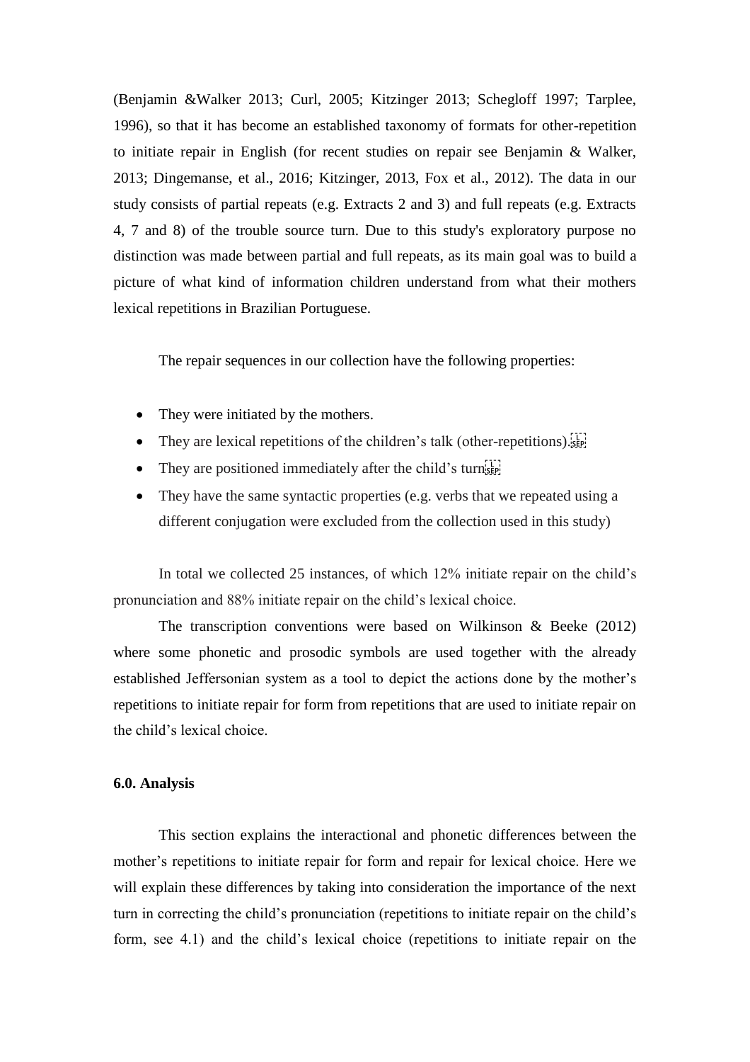(Benjamin &Walker 2013; Curl, 2005; Kitzinger 2013; Schegloff 1997; Tarplee, 1996), so that it has become an established taxonomy of formats for other-repetition to initiate repair in English (for recent studies on repair see Benjamin & Walker, 2013; Dingemanse, et al., 2016; Kitzinger, 2013, Fox et al., 2012). The data in our study consists of partial repeats (e.g. Extracts 2 and 3) and full repeats (e.g. Extracts 4, 7 and 8) of the trouble source turn. Due to this study's exploratory purpose no distinction was made between partial and full repeats, as its main goal was to build a picture of what kind of information children understand from what their mothers lexical repetitions in Brazilian Portuguese.

The repair sequences in our collection have the following properties:

- They were initiated by the mothers.
- They are lexical repetitions of the children's talk (other-repetitions).
- They are positioned immediately after the child's turn
- They have the same syntactic properties (e.g. verbs that we repeated using a different conjugation were excluded from the collection used in this study)

In total we collected 25 instances, of which 12% initiate repair on the child's pronunciation and 88% initiate repair on the child's lexical choice.

The transcription conventions were based on Wilkinson & Beeke (2012) where some phonetic and prosodic symbols are used together with the already established Jeffersonian system as a tool to depict the actions done by the mother's repetitions to initiate repair for form from repetitions that are used to initiate repair on the child's lexical choice.

### 6.0. Analysis

This section explains the interactional and phonetic differences between the mother's repetitions to initiate repair for form and repair for lexical choice. Here we will explain these differences by taking into consideration the importance of the next turn in correcting the child's pronunciation (repetitions to initiate repair on the child's form, see 4.1) and the child's lexical choice (repetitions to initiate repair on the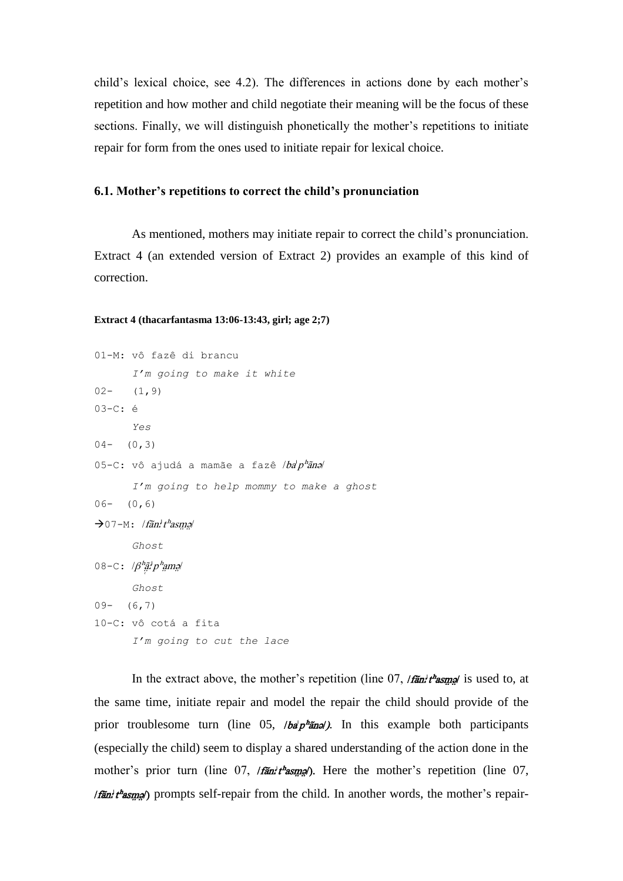child's lexical choice, see 4.2). The differences in actions done by each mother's repetition and how mother and child negotiate their meaning will be the focus of these sections. Finally, we will distinguish phonetically the mother's repetitions to initiate repair for form from the ones used to initiate repair for lexical choice.

### 6.1. Mother's repetitions to correct the child's pronunciation

As mentioned, mothers may initiate repair to correct the child's pronunciation. Extract 4 (an extended version of Extract 2) provides an example of this kind of correction.

**Extract 4 (thacarfantasma 13:06-13:43, girl; age 2;7)**

```
01-M: vô fazê di brancu
      I'm going to make it white
02-   (1,9)
03-C: é
      Yes
04-  (0,3)
05-C: vô ajudá a mamãe a fazê /baˈpʰãnə/
      I'm going to help mommy to make a ghost
06-  (0,6)
→07-M: /fãnːˈtʰasm̥ə̥/
      Ghost
08-C: /βʰḁ̃ːˈpʰam̥ə̥/
      Ghost
09-  (6,7)
10-C: vô cotá a fita
      I'm going to cut the lace
```

In the extract above, the mother's repetition (line 07, */fãnːˈtʰasm̥ə̥/* is used to, at the same time, initiate repair and model the repair the child should provide of the prior troublesome turn (line 05, */baˈpʰãnə/)*. In this example both participants (especially the child) seem to display a shared understanding of the action done in the mother's prior turn (line 07, */fãnːˈtʰasm̥ə̥/*). Here the mother's repetition (line 07, */fãnːˈtʰasm̥ə̥/*) prompts self-repair from the child. In another words, the mother's repair-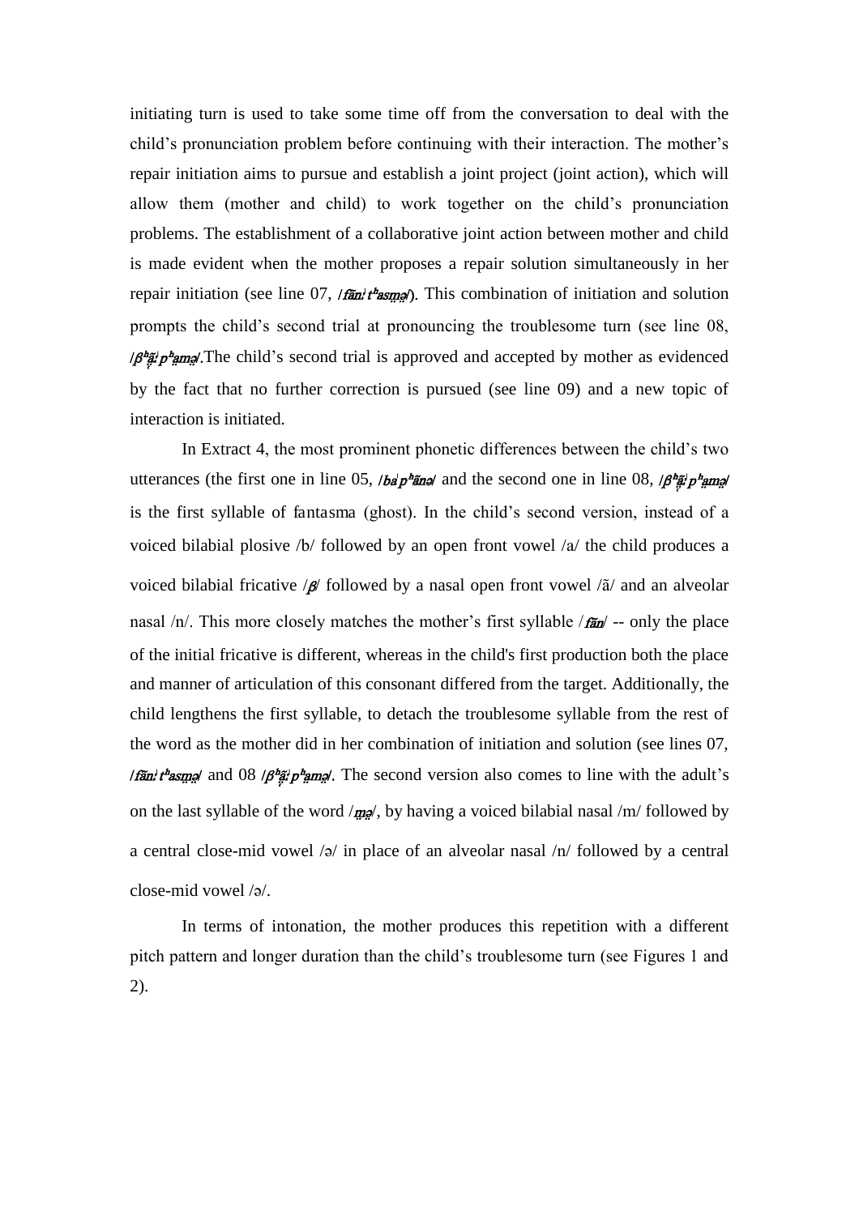initiating turn is used to take some time off from the conversation to deal with the child's pronunciation problem before continuing with their interaction. The mother's repair initiation aims to pursue and establish a joint project (joint action), which will allow them (mother and child) to work together on the child's pronunciation problems. The establishment of a collaborative joint action between mother and child is made evident when the mother proposes a repair solution simultaneously in her repair initiation (see line 07, /*fãn:ˈtʰasm̤ə̤*/). This combination of initiation and solution prompts the child's second trial at pronouncing the troublesome turn (see line 08, /*βʰã̤:ˈpʰam̤ə̤*/.The child's second trial is approved and accepted by mother as evidenced by the fact that no further correction is pursued (see line 09) and a new topic of interaction is initiated.

In Extract 4, the most prominent phonetic differences between the child's two utterances (the first one in line 05, /*baˈpʰãnə*/ and the second one in line 08, /*βʰã̤:ˈpʰam̤ə̤*/ is the first syllable of fantasma (ghost). In the child's second version, instead of a voiced bilabial plosive /b/ followed by an open front vowel /a/ the child produces a voiced bilabial fricative /*β*/ followed by a nasal open front vowel /ã/ and an alveolar nasal /n/. This more closely matches the mother's first syllable /*fãn*/ -- only the place of the initial fricative is different, whereas in the child's first production both the place and manner of articulation of this consonant differed from the target. Additionally, the child lengthens the first syllable, to detach the troublesome syllable from the rest of the word as the mother did in her combination of initiation and solution (see lines 07, /*fãn:ˈtʰasm̤ə̤*/ and 08 /*βʰã̤:ˈpʰam̤ə̤*/. The second version also comes to line with the adult's on the last syllable of the word /*m̤ə̤*/, by having a voiced bilabial nasal /m/ followed by a central close-mid vowel /ə/ in place of an alveolar nasal /n/ followed by a central close-mid vowel /ə/.

In terms of intonation, the mother produces this repetition with a different pitch pattern and longer duration than the child's troublesome turn (see Figures 1 and 2).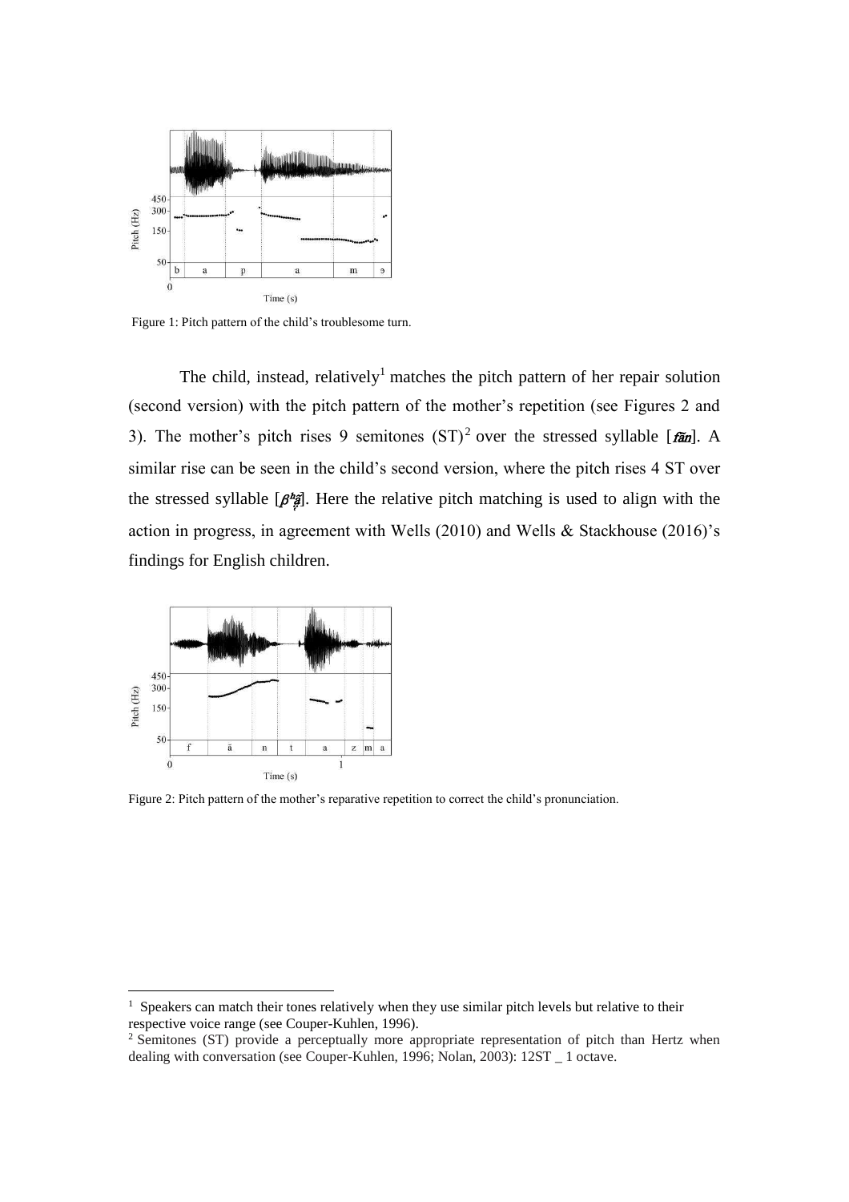Figure 1: Pitch pattern of the child's troublesome turn.

The child, instead, relatively[1] matches the pitch pattern of her repair solution (second version) with the pitch pattern of the mother's repetition (see Figures 2 and 3). The mother's pitch rises 9 semitones (ST)[2] over the stressed syllable [*fãn*]. A similar rise can be seen in the child's second version, where the pitch rises 4 ST over the stressed syllable [$\beta^h$ã̤]. Here the relative pitch matching is used to align with the action in progress, in agreement with Wells (2010) and Wells & Stackhouse (2016)'s findings for English children.

Figure 2: Pitch pattern of the mother's reparative repetition to correct the child's pronunciation.

[1] Speakers can match their tones relatively when they use similar pitch levels but relative to their respective voice range (see Couper-Kuhlen, 1996).

[2] Semitones (ST) provide a perceptually more appropriate representation of pitch than Hertz when dealing with conversation (see Couper-Kuhlen, 1996; Nolan, 2003): 12ST _ 1 octave.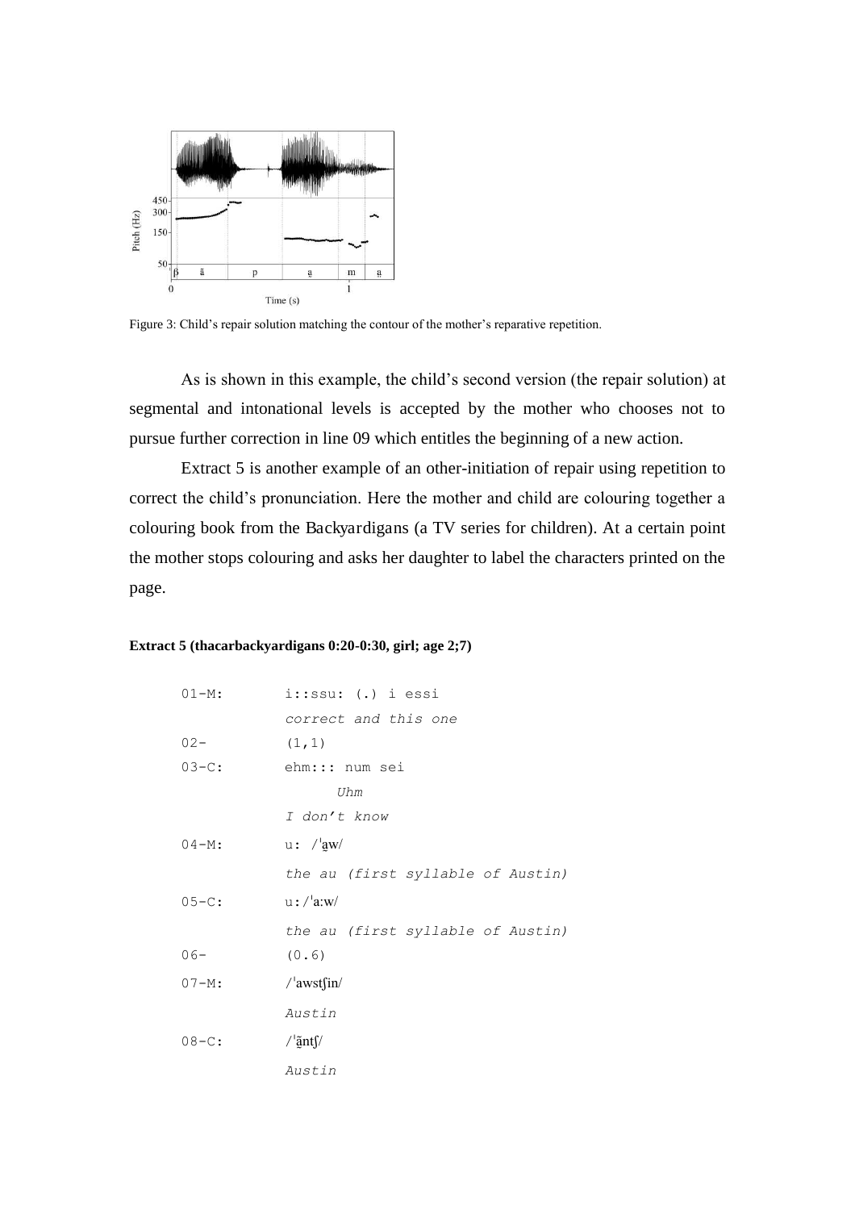Figure 3: Child's repair solution matching the contour of the mother's reparative repetition.

As is shown in this example, the child's second version (the repair solution) at segmental and intonational levels is accepted by the mother who chooses not to pursue further correction in line 09 which entitles the beginning of a new action.

Extract 5 is another example of an other-initiation of repair using repetition to correct the child's pronunciation. Here the mother and child are colouring together a colouring book from the Backyardigans (a TV series for children). At a certain point the mother stops colouring and asks her daughter to label the characters printed on the page.

**Extract 5 (thacarbackyardigans 0:20-0:30, girl; age 2;7)**

```
01-M:     i::ssu: (.) i essi
          correct and this one
02-       (1,1)
03-C:     ehm::: num sei
                 Uhm
          I don't know
04-M:     u: /ˈa̠w/
          the au (first syllable of Austin)
05-C:     u:/ˈa:w/
          the au (first syllable of Austin)
06-       (0.6)
07-M:     /ˈawstʃin/
          Austin
08-C:     /ˈã̠ntʃ/
          Austin
```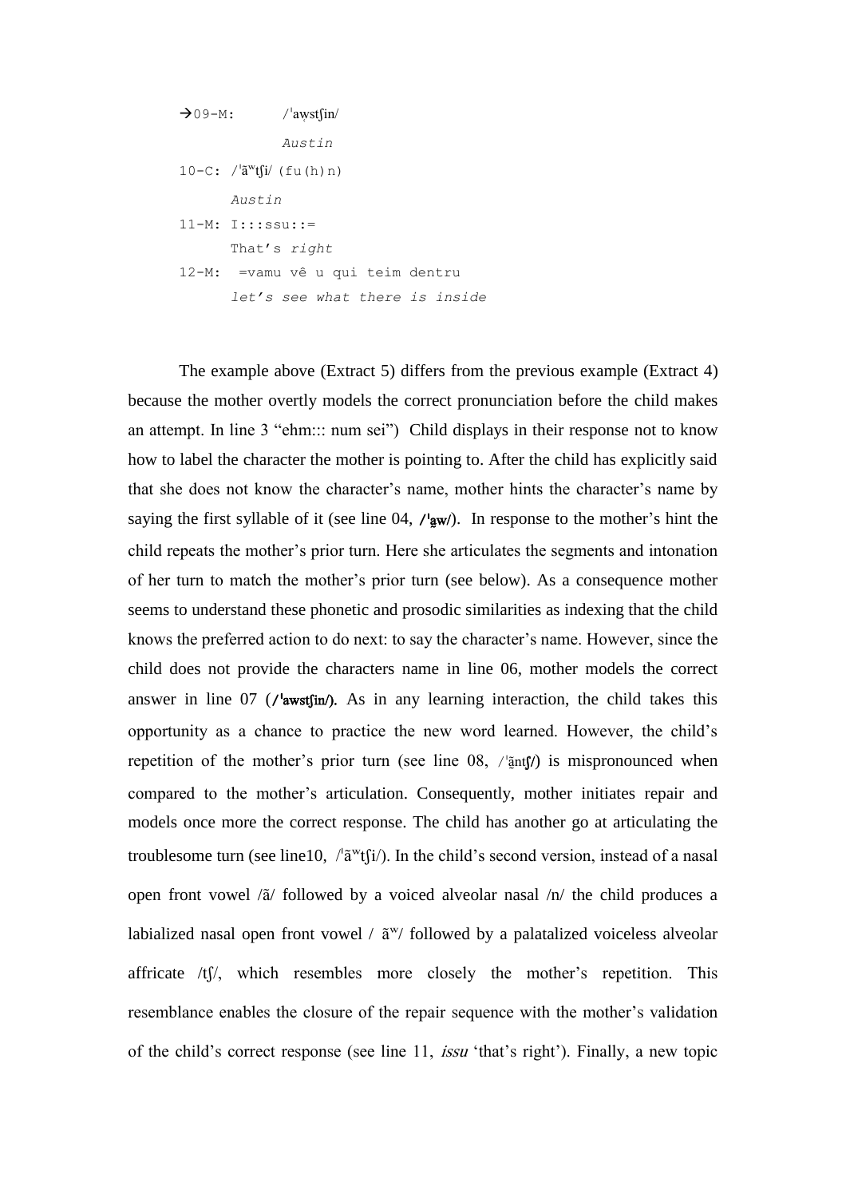```
→09-M:      /ˈaw̥stʃin/
            Austin
10-C: /ˈãʷtʃi/ (fu(h)n)
      Austin
11-M: I:::ssu::=
      That's right
12-M:  =vamu vê u qui teim dentru
      let's see what there is inside
```

The example above (Extract 5) differs from the previous example (Extract 4) because the mother overtly models the correct pronunciation before the child makes an attempt. In line 3 "ehm::: num sei") Child displays in their response not to know how to label the character the mother is pointing to. After the child has explicitly said that she does not know the character's name, mother hints the character's name by saying the first syllable of it (see line 04, /ˈa̱w/). In response to the mother's hint the child repeats the mother's prior turn. Here she articulates the segments and intonation of her turn to match the mother's prior turn (see below). As a consequence mother seems to understand these phonetic and prosodic similarities as indexing that the child knows the preferred action to do next: to say the character's name. However, since the child does not provide the characters name in line 06, mother models the correct answer in line 07 (/ˈawstʃin/). As in any learning interaction, the child takes this opportunity as a chance to practice the new word learned. However, the child's repetition of the mother's prior turn (see line 08, /ˈã̱ntʃ/) is mispronounced when compared to the mother's articulation. Consequently, mother initiates repair and models once more the correct response. The child has another go at articulating the troublesome turn (see line10, /ˈãʷtʃi/). In the child's second version, instead of a nasal open front vowel /ã/ followed by a voiced alveolar nasal /n/ the child produces a labialized nasal open front vowel / ãʷ/ followed by a palatalized voiceless alveolar affricate /tʃ/, which resembles more closely the mother's repetition. This resemblance enables the closure of the repair sequence with the mother's validation of the child's correct response (see line 11, *issu* 'that's right'). Finally, a new topic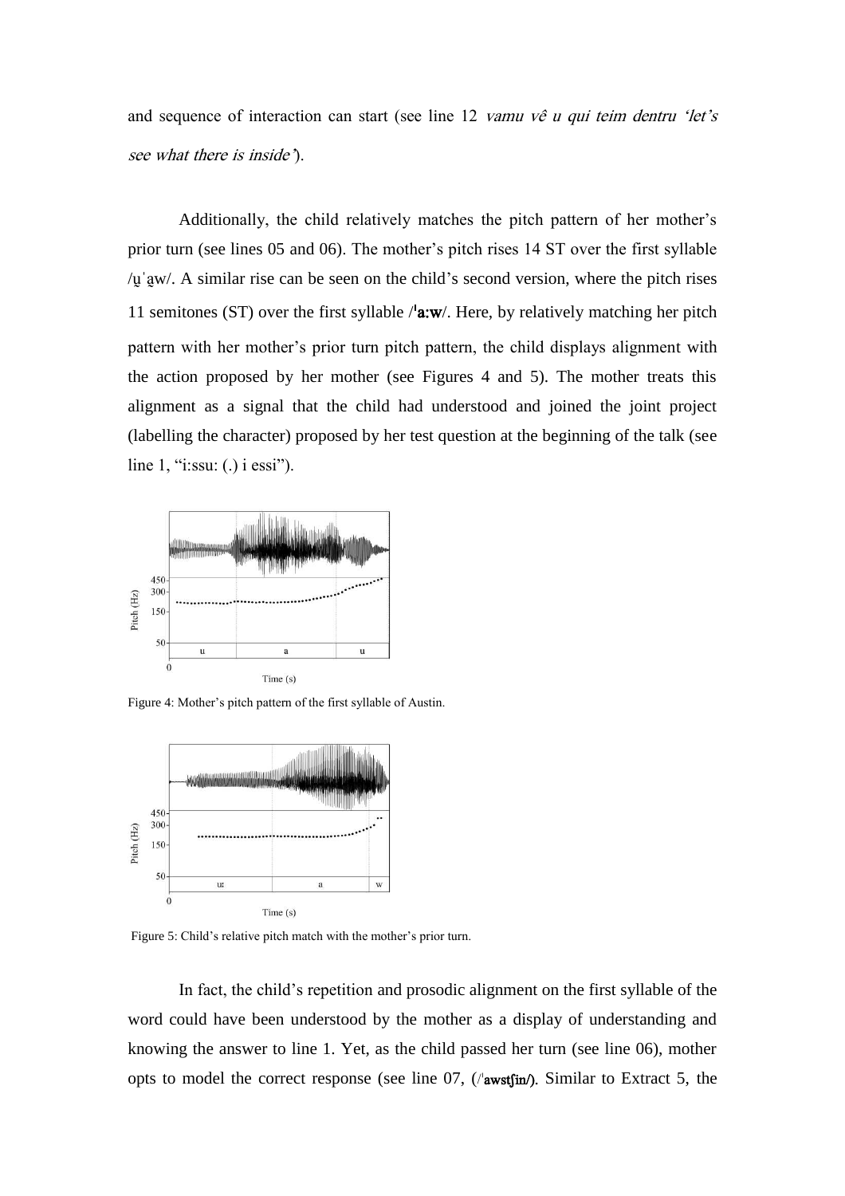and sequence of interaction can start (see line 12 *vamu vê u qui teim dentru 'let's see what there is inside'*).

Additionally, the child relatively matches the pitch pattern of her mother's prior turn (see lines 05 and 06). The mother's pitch rises 14 ST over the first syllable /u̯ˈa̯w/. A similar rise can be seen on the child's second version, where the pitch rises 11 semitones (ST) over the first syllable /ˈa:w/. Here, by relatively matching her pitch pattern with her mother's prior turn pitch pattern, the child displays alignment with the action proposed by her mother (see Figures 4 and 5). The mother treats this alignment as a signal that the child had understood and joined the joint project (labelling the character) proposed by her test question at the beginning of the talk (see line 1, "i:ssu: (.) i essi").

Figure 4: Mother's pitch pattern of the first syllable of Austin.

Figure 5: Child's relative pitch match with the mother's prior turn.

In fact, the child's repetition and prosodic alignment on the first syllable of the word could have been understood by the mother as a display of understanding and knowing the answer to line 1. Yet, as the child passed her turn (see line 06), mother opts to model the correct response (see line 07, (/ˈawstʃin/). Similar to Extract 5, the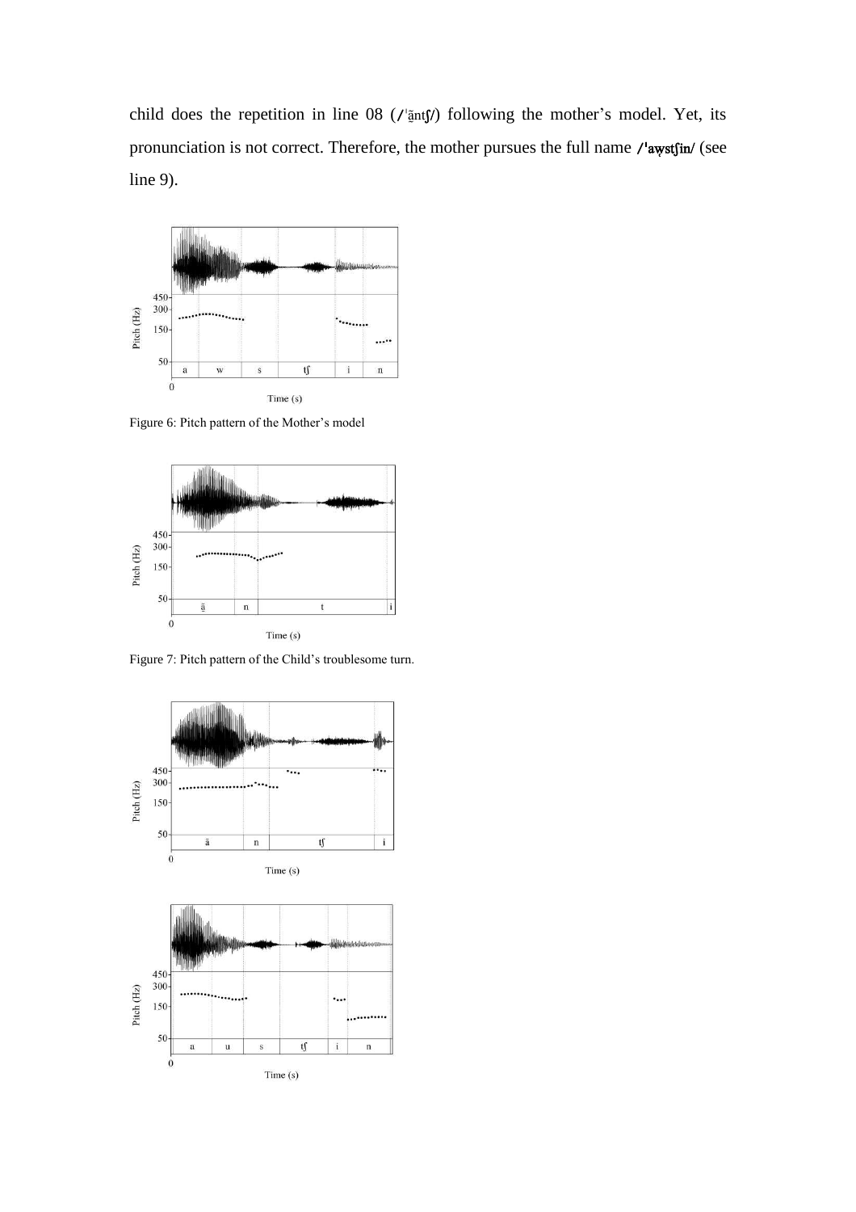child does the repetition in line 08 (/ˈã̱ntʃ/) following the mother's model. Yet, its pronunciation is not correct. Therefore, the mother pursues the full name /ˈaw̥stʃin/ (see line 9).

Figure 6: Pitch pattern of the Mother's model

Figure 7: Pitch pattern of the Child's troublesome turn.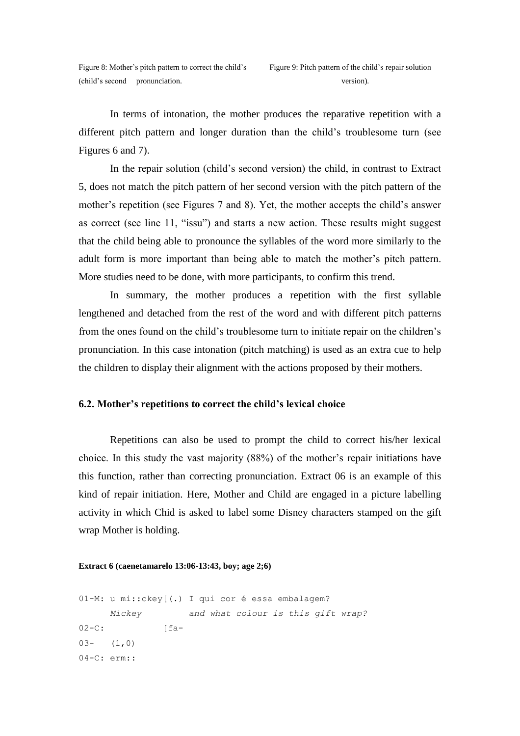Figure 8: Mother's pitch pattern to correct the child's pronunciation.

Figure 9: Pitch pattern of the child's repair solution (child's second version).

In terms of intonation, the mother produces the reparative repetition with a different pitch pattern and longer duration than the child's troublesome turn (see Figures 6 and 7).

In the repair solution (child's second version) the child, in contrast to Extract 5, does not match the pitch pattern of her second version with the pitch pattern of the mother's repetition (see Figures 7 and 8). Yet, the mother accepts the child's answer as correct (see line 11, "issu") and starts a new action. These results might suggest that the child being able to pronounce the syllables of the word more similarly to the adult form is more important than being able to match the mother's pitch pattern. More studies need to be done, with more participants, to confirm this trend.

In summary, the mother produces a repetition with the first syllable lengthened and detached from the rest of the word and with different pitch patterns from the ones found on the child's troublesome turn to initiate repair on the children's pronunciation. In this case intonation (pitch matching) is used as an extra cue to help the children to display their alignment with the actions proposed by their mothers.

### 6.2. Mother's repetitions to correct the child's lexical choice

Repetitions can also be used to prompt the child to correct his/her lexical choice. In this study the vast majority (88%) of the mother's repair initiations have this function, rather than correcting pronunciation. Extract 06 is an example of this kind of repair initiation. Here, Mother and Child are engaged in a picture labelling activity in which Chid is asked to label some Disney characters stamped on the gift wrap Mother is holding.

**Extract 6 (caenetamarelo 13:06-13:43, boy; age 2;6)**

```
01-M: u mi::ckey[(.) I qui cor é essa embalagem?
      Mickey          and what colour is this gift wrap?
02-C:          [fa-
03-   (1,0)
04-C: erm::
```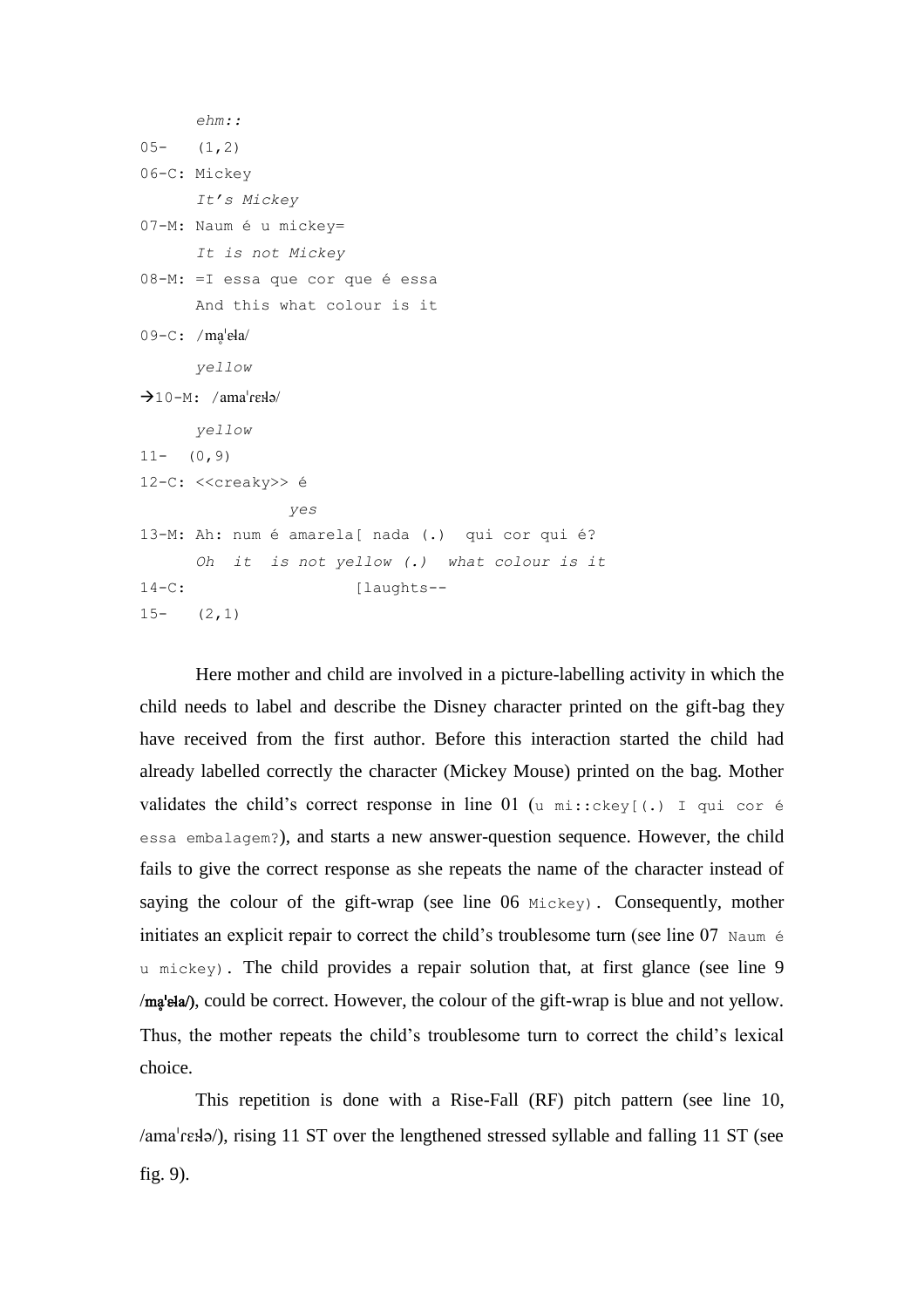```
      ehm::
05-   (1,2)
06-C: Mickey
      It's Mickey
07-M: Naum é u mickey=
      It is not Mickey
08-M: =I essa que cor que é essa
      And this what colour is it
09-C: /mḁˈeɫa/
      yellow
→10-M: /amaˈrɛːɫə/
      yellow
11-  (0,9)
12-C: <<creaky>> é
               yes
13-M: Ah: num é amarela[ nada (.)  qui cor qui é?
      Oh  it  is not yellow (.)  what colour is it
14-C:                  [laughs--
15-   (2,1)
```

Here mother and child are involved in a picture-labelling activity in which the child needs to label and describe the Disney character printed on the gift-bag they have received from the first author. Before this interaction started the child had already labelled correctly the character (Mickey Mouse) printed on the bag. Mother validates the child's correct response in line 01 (`u mi::ckey[(.) I qui cor é essa embalagem?`), and starts a new answer-question sequence. However, the child fails to give the correct response as she repeats the name of the character instead of saying the colour of the gift-wrap (see line 06 `Mickey`). Consequently, mother initiates an explicit repair to correct the child's troublesome turn (see line 07 `Naum é u mickey`). The child provides a repair solution that, at first glance (see line 9 **/mḁˈeɫa/**), could be correct. However, the colour of the gift-wrap is blue and not yellow. Thus, the mother repeats the child's troublesome turn to correct the child's lexical choice.

This repetition is done with a Rise-Fall (RF) pitch pattern (see line 10, /amaˈrɛːɫə/), rising 11 ST over the lengthened stressed syllable and falling 11 ST (see fig. 9).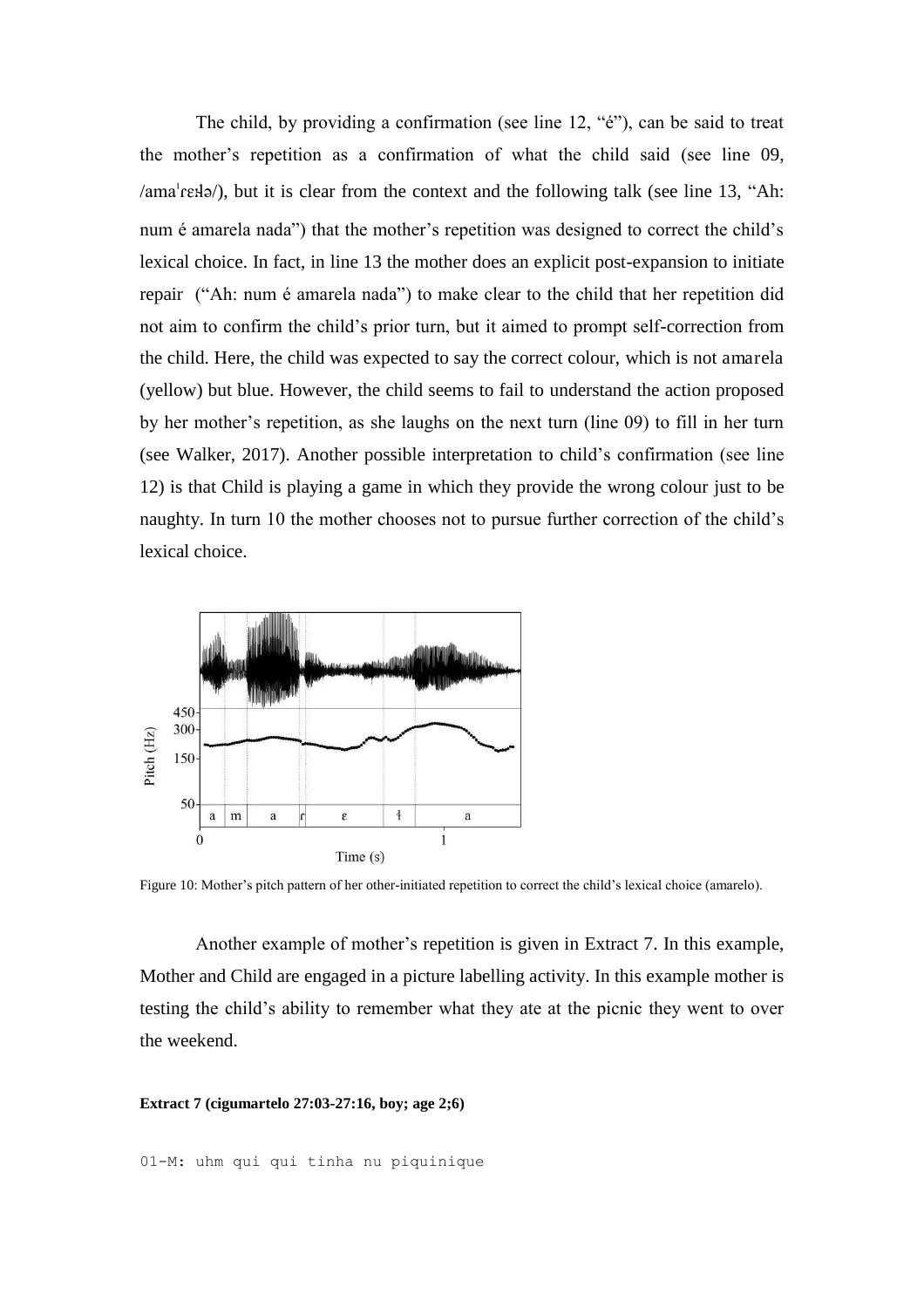The child, by providing a confirmation (see line 12, "é"), can be said to treat the mother's repetition as a confirmation of what the child said (see line 09, /amaˈɾɛːɫə/), but it is clear from the context and the following talk (see line 13, "Ah: num é amarela nada") that the mother's repetition was designed to correct the child's lexical choice. In fact, in line 13 the mother does an explicit post-expansion to initiate repair ("Ah: num é amarela nada") to make clear to the child that her repetition did not aim to confirm the child's prior turn, but it aimed to prompt self-correction from the child. Here, the child was expected to say the correct colour, which is not amarela (yellow) but blue. However, the child seems to fail to understand the action proposed by her mother's repetition, as she laughs on the next turn (line 09) to fill in her turn (see Walker, 2017). Another possible interpretation to child's confirmation (see line 12) is that Child is playing a game in which they provide the wrong colour just to be naughty. In turn 10 the mother chooses not to pursue further correction of the child's lexical choice.

Figure 10: Mother's pitch pattern of her other-initiated repetition to correct the child's lexical choice (amarelo).

Another example of mother's repetition is given in Extract 7. In this example, Mother and Child are engaged in a picture labelling activity. In this example mother is testing the child's ability to remember what they ate at the picnic they went to over the weekend.

**Extract 7 (cigumartelo 27:03-27:16, boy; age 2;6)**

```
01-M: uhm qui qui tinha nu piquinique
```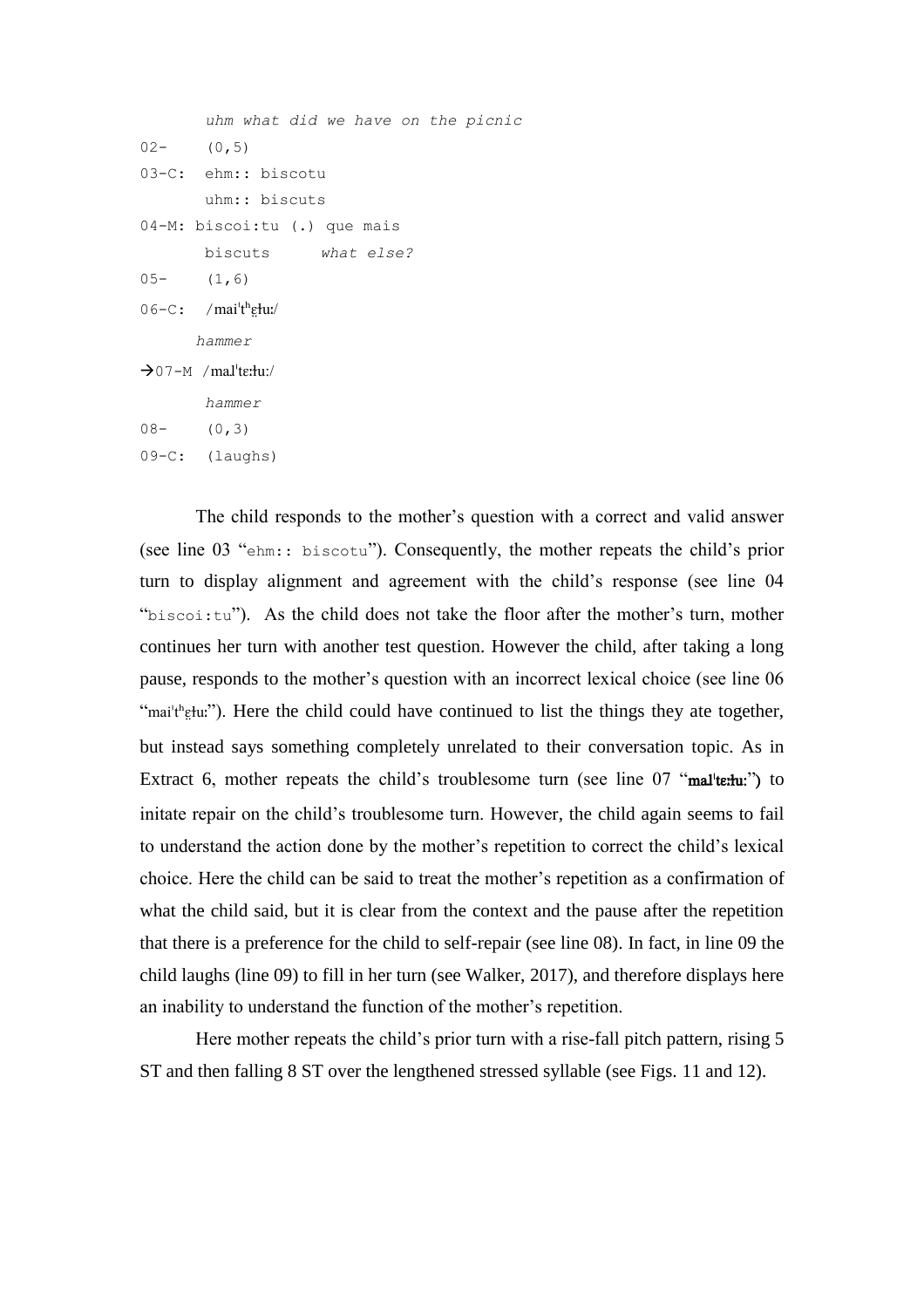```
       uhm what did we have on the picnic
02-    (0,5)
03-C:  ehm:: biscotu
       uhm:: biscuts
04-M: biscoi:tu (.) que mais
       biscuts      what else?
05-    (1,6)
06-C:  /maiˈtʰɛ̤ɫuː/
      hammer
→07-M  /maɹˈtɛːɫuː/
       hammer
08-    (0,3)
09-C:  (laughs)
```

The child responds to the mother's question with a correct and valid answer (see line 03 "ehm:: biscotu"). Consequently, the mother repeats the child's prior turn to display alignment and agreement with the child's response (see line 04 "biscoi:tu"). As the child does not take the floor after the mother's turn, mother continues her turn with another test question. However the child, after taking a long pause, responds to the mother's question with an incorrect lexical choice (see line 06 "maiˈtʰɛ̤ɫuː"). Here the child could have continued to list the things they ate together, but instead says something completely unrelated to their conversation topic. As in Extract 6, mother repeats the child's troublesome turn (see line 07 "**maɹˈtɛːɫuː**") to initate repair on the child's troublesome turn. However, the child again seems to fail to understand the action done by the mother's repetition to correct the child's lexical choice. Here the child can be said to treat the mother's repetition as a confirmation of what the child said, but it is clear from the context and the pause after the repetition that there is a preference for the child to self-repair (see line 08). In fact, in line 09 the child laughs (line 09) to fill in her turn (see Walker, 2017), and therefore displays here an inability to understand the function of the mother's repetition.

Here mother repeats the child's prior turn with a rise-fall pitch pattern, rising 5 ST and then falling 8 ST over the lengthened stressed syllable (see Figs. 11 and 12).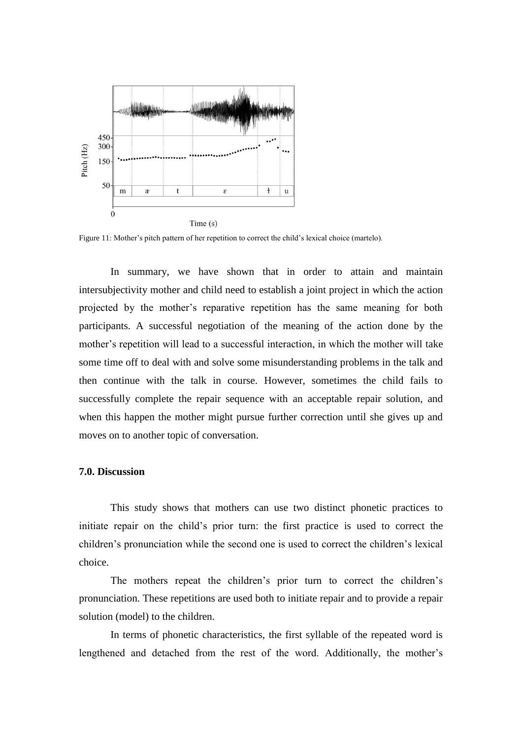Figure 11: Mother's pitch pattern of her repetition to correct the child's lexical choice (martelo).

In summary, we have shown that in order to attain and maintain intersubjectivity mother and child need to establish a joint project in which the action projected by the mother's reparative repetition has the same meaning for both participants. A successful negotiation of the meaning of the action done by the mother's repetition will lead to a successful interaction, in which the mother will take some time off to deal with and solve some misunderstanding problems in the talk and then continue with the talk in course. However, sometimes the child fails to successfully complete the repair sequence with an acceptable repair solution, and when this happen the mother might pursue further correction until she gives up and moves on to another topic of conversation.

## 7.0. Discussion

This study shows that mothers can use two distinct phonetic practices to initiate repair on the child's prior turn: the first practice is used to correct the children's pronunciation while the second one is used to correct the children's lexical choice.

The mothers repeat the children's prior turn to correct the children's pronunciation. These repetitions are used both to initiate repair and to provide a repair solution (model) to the children.

In terms of phonetic characteristics, the first syllable of the repeated word is lengthened and detached from the rest of the word. Additionally, the mother's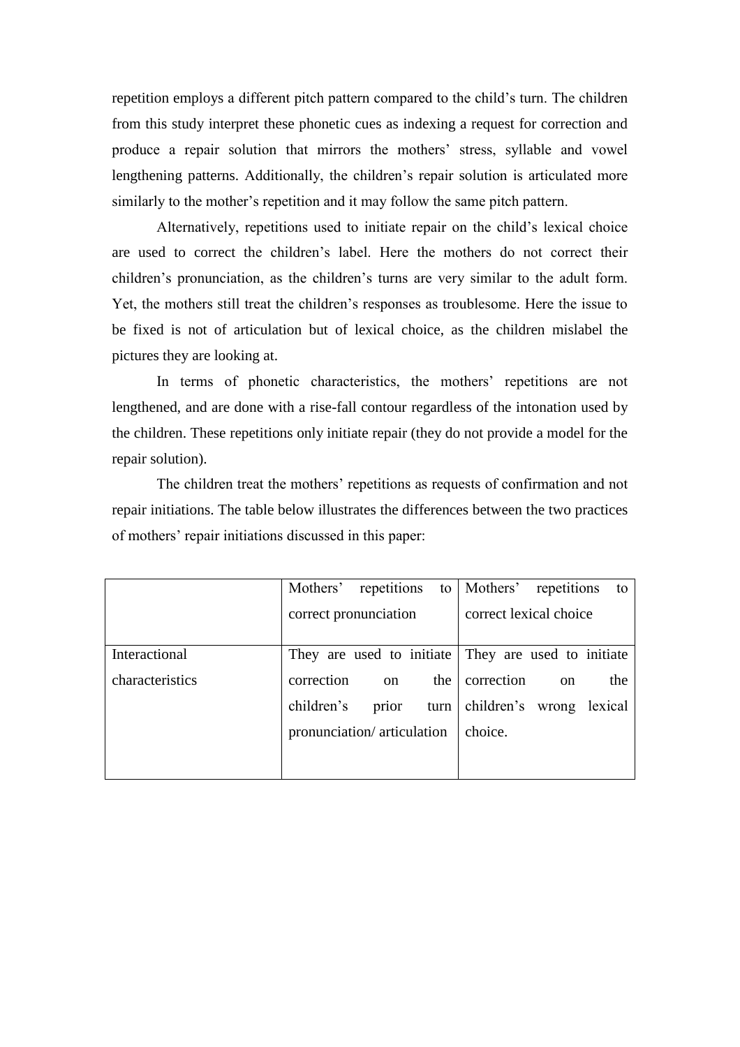repetition employs a different pitch pattern compared to the child's turn. The children from this study interpret these phonetic cues as indexing a request for correction and produce a repair solution that mirrors the mothers' stress, syllable and vowel lengthening patterns. Additionally, the children's repair solution is articulated more similarly to the mother's repetition and it may follow the same pitch pattern.

Alternatively, repetitions used to initiate repair on the child's lexical choice are used to correct the children's label. Here the mothers do not correct their children's pronunciation, as the children's turns are very similar to the adult form. Yet, the mothers still treat the children's responses as troublesome. Here the issue to be fixed is not of articulation but of lexical choice, as the children mislabel the pictures they are looking at.

In terms of phonetic characteristics, the mothers' repetitions are not lengthened, and are done with a rise-fall contour regardless of the intonation used by the children. These repetitions only initiate repair (they do not provide a model for the repair solution).

The children treat the mothers' repetitions as requests of confirmation and not repair initiations. The table below illustrates the differences between the two practices of mothers' repair initiations discussed in this paper:

| | Mothers' repetitions to correct pronunciation | Mothers' repetitions to correct lexical choice |
|---|---|---|
| Interactional characteristics | They are used to initiate correction on the children's prior turn pronunciation/ articulation | They are used to initiate correction on the children's wrong lexical choice. |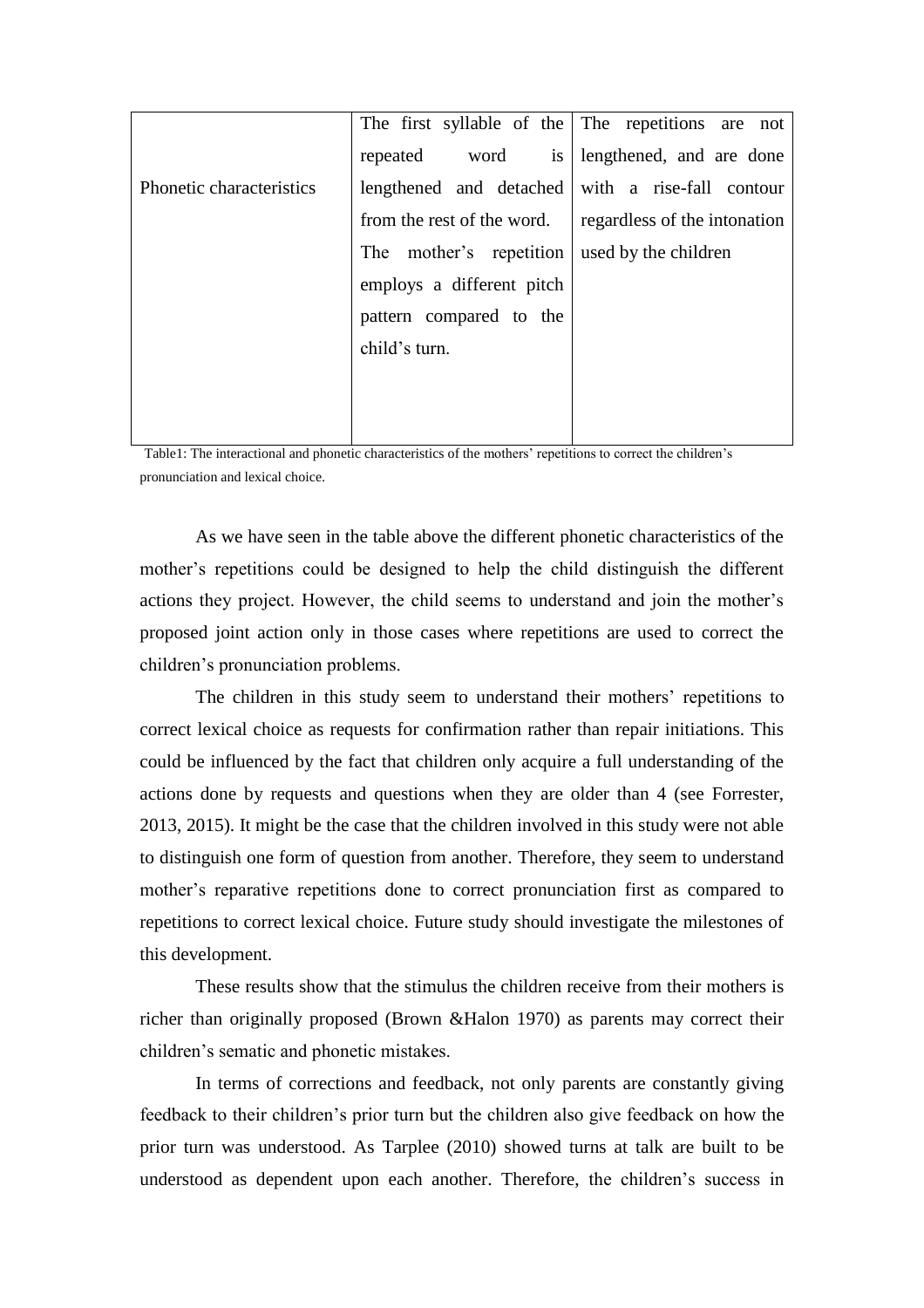| Phonetic characteristics | The first syllable of the repeated word is lengthened and detached from the rest of the word. The mother's repetition employs a different pitch pattern compared to the child's turn. | The repetitions are not lengthened, and are done with a rise-fall contour regardless of the intonation used by the children |
|---|---|---|

Table1: The interactional and phonetic characteristics of the mothers' repetitions to correct the children's pronunciation and lexical choice.

As we have seen in the table above the different phonetic characteristics of the mother's repetitions could be designed to help the child distinguish the different actions they project. However, the child seems to understand and join the mother's proposed joint action only in those cases where repetitions are used to correct the children's pronunciation problems.

The children in this study seem to understand their mothers' repetitions to correct lexical choice as requests for confirmation rather than repair initiations. This could be influenced by the fact that children only acquire a full understanding of the actions done by requests and questions when they are older than 4 (see Forrester, 2013, 2015). It might be the case that the children involved in this study were not able to distinguish one form of question from another. Therefore, they seem to understand mother's reparative repetitions done to correct pronunciation first as compared to repetitions to correct lexical choice. Future study should investigate the milestones of this development.

These results show that the stimulus the children receive from their mothers is richer than originally proposed (Brown &Halon 1970) as parents may correct their children's sematic and phonetic mistakes.

In terms of corrections and feedback, not only parents are constantly giving feedback to their children's prior turn but the children also give feedback on how the prior turn was understood. As Tarplee (2010) showed turns at talk are built to be understood as dependent upon each another. Therefore, the children's success in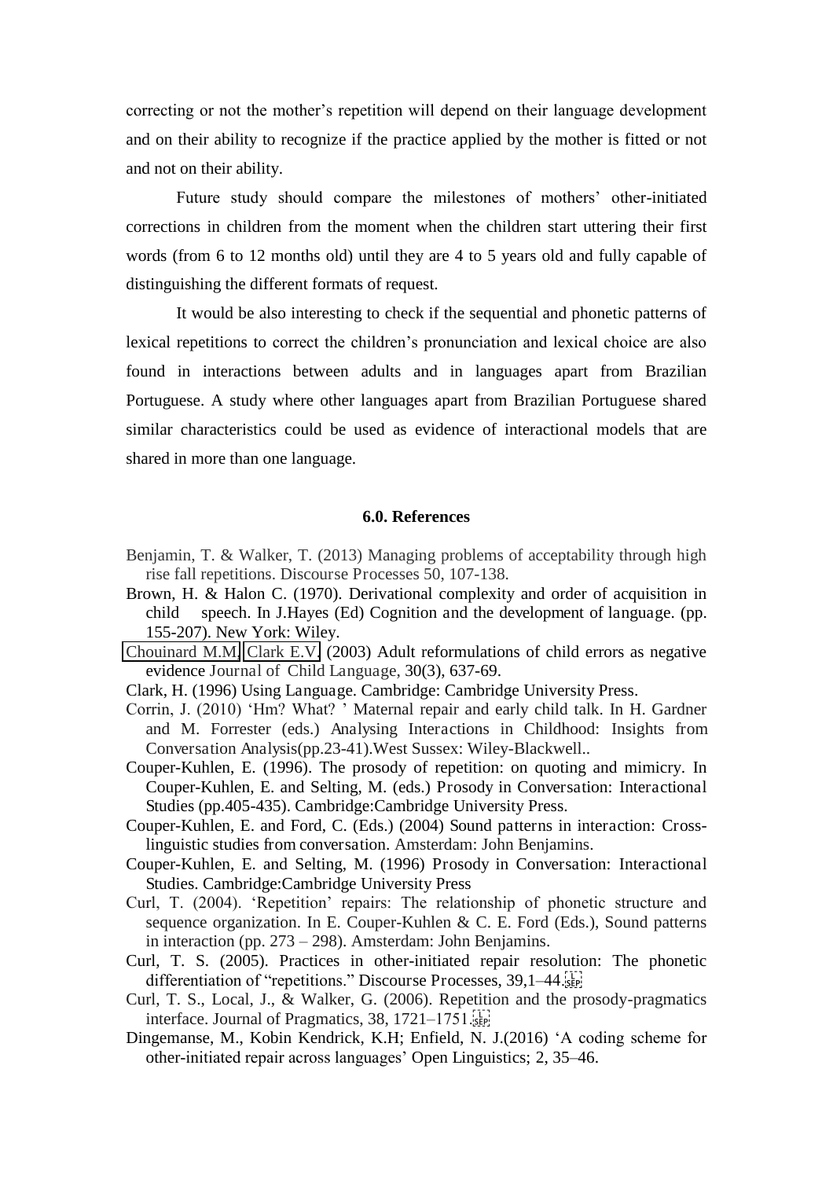correcting or not the mother's repetition will depend on their language development and on their ability to recognize if the practice applied by the mother is fitted or not and not on their ability.

Future study should compare the milestones of mothers' other-initiated corrections in children from the moment when the children start uttering their first words (from 6 to 12 months old) until they are 4 to 5 years old and fully capable of distinguishing the different formats of request.

It would be also interesting to check if the sequential and phonetic patterns of lexical repetitions to correct the children's pronunciation and lexical choice are also found in interactions between adults and in languages apart from Brazilian Portuguese. A study where other languages apart from Brazilian Portuguese shared similar characteristics could be used as evidence of interactional models that are shared in more than one language.

## 6.0. References

Benjamin, T. & Walker, T. (2013) Managing problems of acceptability through high rise fall repetitions. Discourse Processes 50, 107-138.

Brown, H. & Halon C. (1970). Derivational complexity and order of acquisition in child speech. In J.Hayes (Ed) Cognition and the development of language. (pp. 155-207). New York: Wiley.

Chouinard M.M, Clark E.V. (2003) Adult reformulations of child errors as negative evidence Journal of Child Language, 30(3), 637-69.

Clark, H. (1996) Using Language. Cambridge: Cambridge University Press.

Corrin, J. (2010) 'Hm? What? ' Maternal repair and early child talk. In H. Gardner and M. Forrester (eds.) Analysing Interactions in Childhood: Insights from Conversation Analysis(pp.23-41).West Sussex: Wiley-Blackwell..

Couper-Kuhlen, E. (1996). The prosody of repetition: on quoting and mimicry. In Couper-Kuhlen, E. and Selting, M. (eds.) Prosody in Conversation: Interactional Studies (pp.405-435). Cambridge:Cambridge University Press.

Couper-Kuhlen, E. and Ford, C. (Eds.) (2004) Sound patterns in interaction: Cross-linguistic studies from conversation. Amsterdam: John Benjamins.

Couper-Kuhlen, E. and Selting, M. (1996) Prosody in Conversation: Interactional Studies. Cambridge:Cambridge University Press

Curl, T. (2004). 'Repetition' repairs: The relationship of phonetic structure and sequence organization. In E. Couper-Kuhlen & C. E. Ford (Eds.), Sound patterns in interaction (pp. 273 – 298). Amsterdam: John Benjamins.

Curl, T. S. (2005). Practices in other-initiated repair resolution: The phonetic differentiation of "repetitions." Discourse Processes, 39,1–44.

Curl, T. S., Local, J., & Walker, G. (2006). Repetition and the prosody-pragmatics interface. Journal of Pragmatics, 38, 1721–1751.

Dingemanse, M., Kobin Kendrick, K.H; Enfield, N. J.(2016) 'A coding scheme for other-initiated repair across languages' Open Linguistics; 2, 35–46.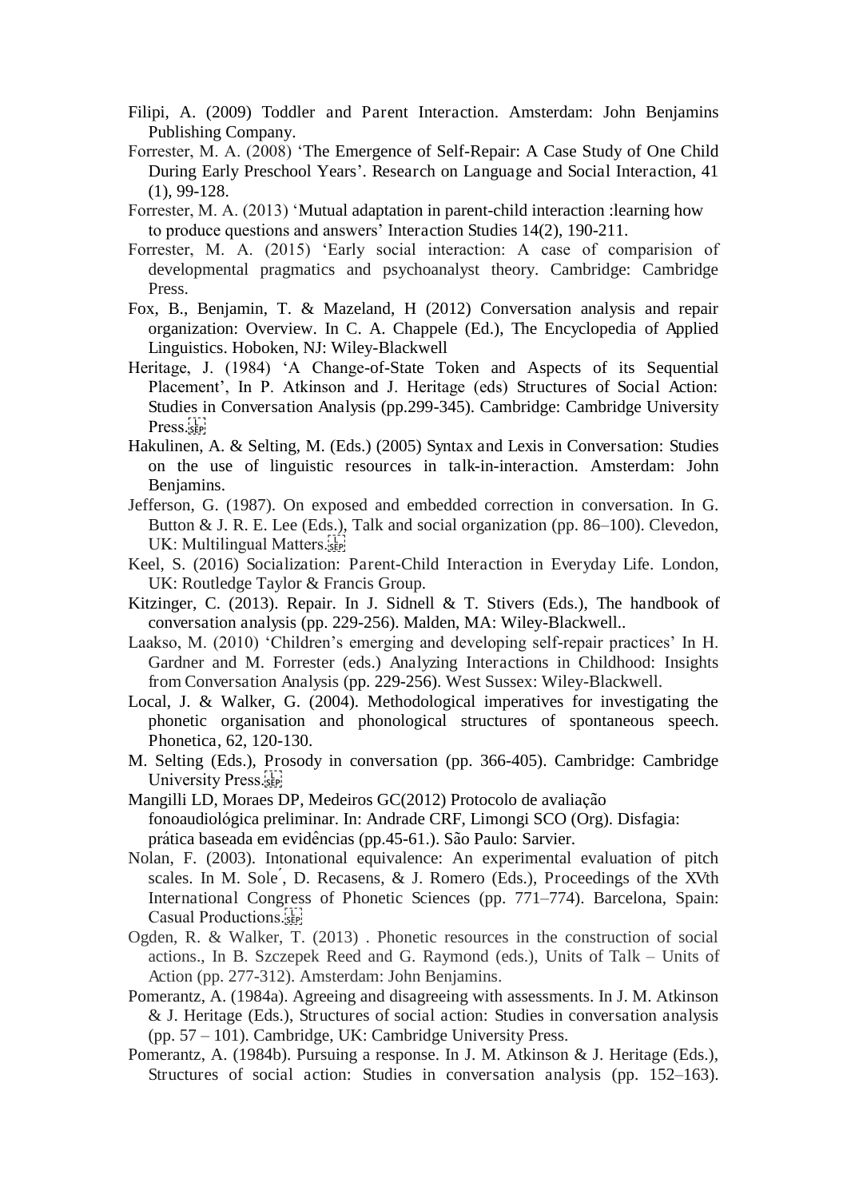Filipi, A. (2009) Toddler and Parent Interaction. Amsterdam: John Benjamins Publishing Company.

Forrester, M. A. (2008) 'The Emergence of Self-Repair: A Case Study of One Child During Early Preschool Years'. Research on Language and Social Interaction, 41 (1), 99-128.

Forrester, M. A. (2013) 'Mutual adaptation in parent-child interaction :learning how to produce questions and answers' Interaction Studies 14(2), 190-211.

Forrester, M. A. (2015) 'Early social interaction: A case of comparision of developmental pragmatics and psychoanalyst theory. Cambridge: Cambridge Press.

Fox, B., Benjamin, T. & Mazeland, H (2012) Conversation analysis and repair organization: Overview. In C. A. Chappele (Ed.), The Encyclopedia of Applied Linguistics. Hoboken, NJ: Wiley-Blackwell

Heritage, J. (1984) 'A Change-of-State Token and Aspects of its Sequential Placement', In P. Atkinson and J. Heritage (eds) Structures of Social Action: Studies in Conversation Analysis (pp.299-345). Cambridge: Cambridge University Press.

Hakulinen, A. & Selting, M. (Eds.) (2005) Syntax and Lexis in Conversation: Studies on the use of linguistic resources in talk-in-interaction. Amsterdam: John Benjamins.

Jefferson, G. (1987). On exposed and embedded correction in conversation. In G. Button & J. R. E. Lee (Eds.), Talk and social organization (pp. 86–100). Clevedon, UK: Multilingual Matters.

Keel, S. (2016) Socialization: Parent-Child Interaction in Everyday Life. London, UK: Routledge Taylor & Francis Group.

Kitzinger, C. (2013). Repair. In J. Sidnell & T. Stivers (Eds.), The handbook of conversation analysis (pp. 229-256). Malden, MA: Wiley-Blackwell..

Laakso, M. (2010) 'Children's emerging and developing self-repair practices' In H. Gardner and M. Forrester (eds.) Analyzing Interactions in Childhood: Insights from Conversation Analysis (pp. 229-256). West Sussex: Wiley-Blackwell.

Local, J. & Walker, G. (2004). Methodological imperatives for investigating the phonetic organisation and phonological structures of spontaneous speech. Phonetica, 62, 120-130.

M. Selting (Eds.), Prosody in conversation (pp. 366-405). Cambridge: Cambridge University Press.

Mangilli LD, Moraes DP, Medeiros GC(2012) Protocolo de avaliação fonoaudiológica preliminar. In: Andrade CRF, Limongi SCO (Org). Disfagia: prática baseada em evidências (pp.45-61.). São Paulo: Sarvier.

Nolan, F. (2003). Intonational equivalence: An experimental evaluation of pitch scales. In M. Solé, D. Recasens, & J. Romero (Eds.), Proceedings of the XVth International Congress of Phonetic Sciences (pp. 771–774). Barcelona, Spain: Casual Productions.

Ogden, R. & Walker, T. (2013) . Phonetic resources in the construction of social actions., In B. Szczepek Reed and G. Raymond (eds.), Units of Talk – Units of Action (pp. 277-312). Amsterdam: John Benjamins.

Pomerantz, A. (1984a). Agreeing and disagreeing with assessments. In J. M. Atkinson & J. Heritage (Eds.), Structures of social action: Studies in conversation analysis (pp. 57 – 101). Cambridge, UK: Cambridge University Press.

Pomerantz, A. (1984b). Pursuing a response. In J. M. Atkinson & J. Heritage (Eds.), Structures of social action: Studies in conversation analysis (pp. 152–163).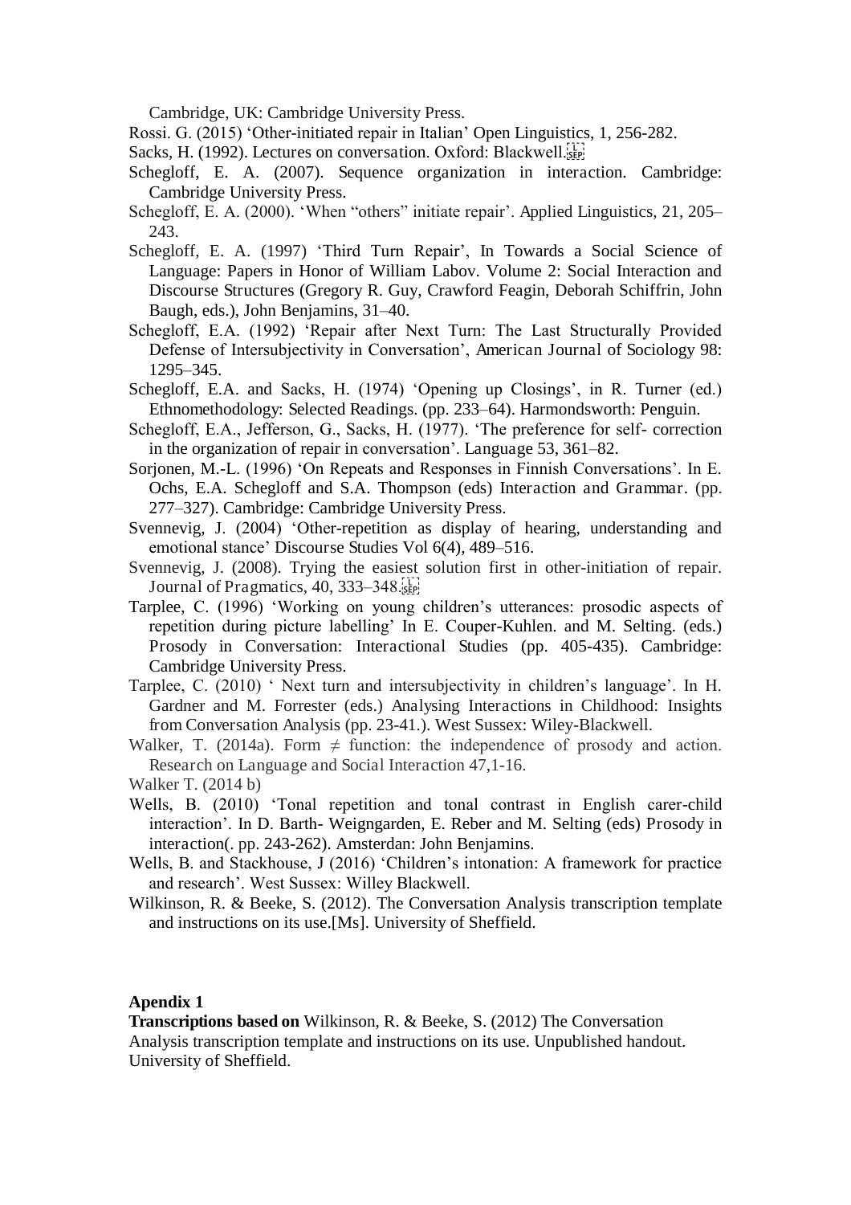Cambridge, UK: Cambridge University Press.

Rossi. G. (2015) 'Other-initiated repair in Italian' Open Linguistics, 1, 256-282.

Sacks, H. (1992). Lectures on conversation. Oxford: Blackwell.

Schegloff, E. A. (2007). Sequence organization in interaction. Cambridge: Cambridge University Press.

Schegloff, E. A. (2000). 'When "others" initiate repair'. Applied Linguistics, 21, 205–243.

Schegloff, E. A. (1997) 'Third Turn Repair', In Towards a Social Science of Language: Papers in Honor of William Labov. Volume 2: Social Interaction and Discourse Structures (Gregory R. Guy, Crawford Feagin, Deborah Schiffrin, John Baugh, eds.), John Benjamins, 31–40.

Schegloff, E.A. (1992) 'Repair after Next Turn: The Last Structurally Provided Defense of Intersubjectivity in Conversation', American Journal of Sociology 98: 1295–345.

Schegloff, E.A. and Sacks, H. (1974) 'Opening up Closings', in R. Turner (ed.) Ethnomethodology: Selected Readings. (pp. 233–64). Harmondsworth: Penguin.

Schegloff, E.A., Jefferson, G., Sacks, H. (1977). 'The preference for self- correction in the organization of repair in conversation'. Language 53, 361–82.

Sorjonen, M.-L. (1996) 'On Repeats and Responses in Finnish Conversations'. In E. Ochs, E.A. Schegloff and S.A. Thompson (eds) Interaction and Grammar. (pp. 277–327). Cambridge: Cambridge University Press.

Svennevig, J. (2004) 'Other-repetition as display of hearing, understanding and emotional stance' Discourse Studies Vol 6(4), 489–516.

Svennevig, J. (2008). Trying the easiest solution first in other-initiation of repair. Journal of Pragmatics, 40, 333–348.

Tarplee, C. (1996) 'Working on young children's utterances: prosodic aspects of repetition during picture labelling' In E. Couper-Kuhlen. and M. Selting. (eds.) Prosody in Conversation: Interactional Studies (pp. 405-435). Cambridge: Cambridge University Press.

Tarplee, C. (2010) ' Next turn and intersubjectivity in children's language'. In H. Gardner and M. Forrester (eds.) Analysing Interactions in Childhood: Insights from Conversation Analysis (pp. 23-41.). West Sussex: Wiley-Blackwell.

Walker, T. (2014a). Form ≠ function: the independence of prosody and action. Research on Language and Social Interaction 47,1-16.

Walker T. (2014 b)

Wells, B. (2010) 'Tonal repetition and tonal contrast in English carer-child interaction'. In D. Barth- Weigngarden, E. Reber and M. Selting (eds) Prosody in interaction(. pp. 243-262). Amsterdan: John Benjamins.

Wells, B. and Stackhouse, J (2016) 'Children's intonation: A framework for practice and research'. West Sussex: Willey Blackwell.

Wilkinson, R. & Beeke, S. (2012). The Conversation Analysis transcription template and instructions on its use.[Ms]. University of Sheffield.

**Apendix 1**

**Transcriptions based on** Wilkinson, R. & Beeke, S. (2012) The Conversation Analysis transcription template and instructions on its use. Unpublished handout. University of Sheffield.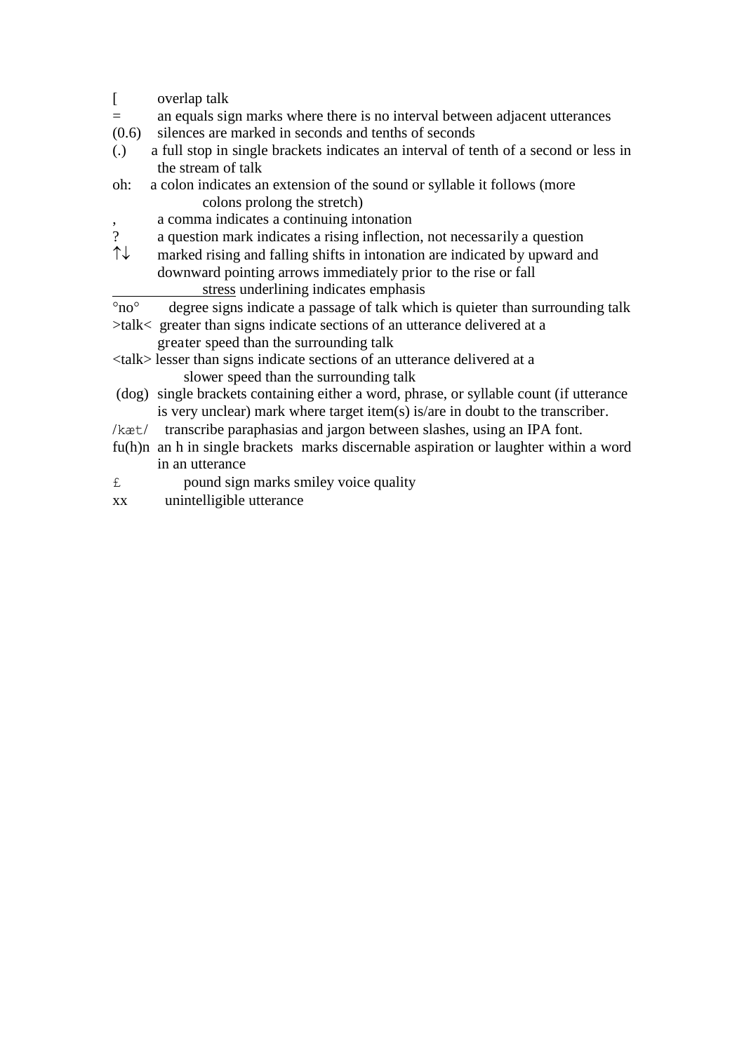[ overlap talk

= an equals sign marks where there is no interval between adjacent utterances

(0.6) silences are marked in seconds and tenths of seconds

(.) a full stop in single brackets indicates an interval of tenth of a second or less in the stream of talk

oh: a colon indicates an extension of the sound or syllable it follows (more colons prolong the stretch)

, a comma indicates a continuing intonation

? a question mark indicates a rising inflection, not necessarily a question

↑↓ marked rising and falling shifts in intonation are indicated by upward and downward pointing arrows immediately prior to the rise or fall

<u>stress</u> underlining indicates emphasis

°no° degree signs indicate a passage of talk which is quieter than surrounding talk

>talk< greater than signs indicate sections of an utterance delivered at a greater speed than the surrounding talk

<talk> lesser than signs indicate sections of an utterance delivered at a slower speed than the surrounding talk

(dog) single brackets containing either a word, phrase, or syllable count (if utterance is very unclear) mark where target item(s) is/are in doubt to the transcriber.

/kæt/ transcribe paraphasias and jargon between slashes, using an IPA font.

fu(h)n an h in single brackets marks discernable aspiration or laughter within a word in an utterance

£ pound sign marks smiley voice quality

xx unintelligible utterance